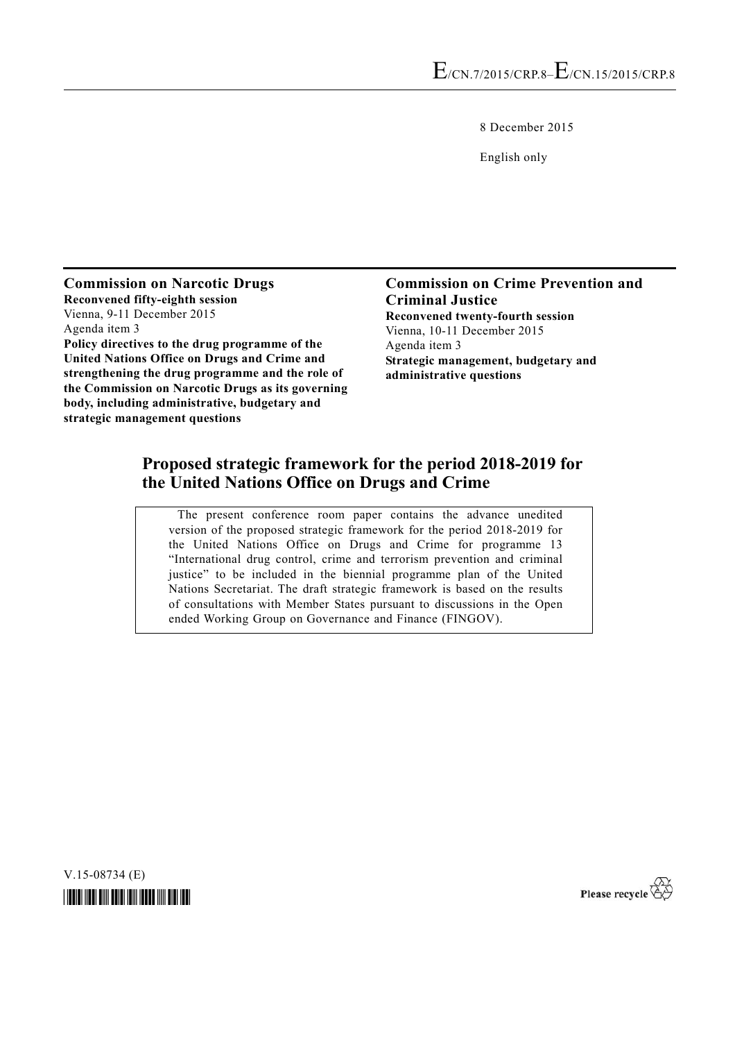E/CN.7/2015/CRP.8–E/CN.15/2015/CRP.8

8 December 2015

English only

**Commission on Narcotic Drugs**
**Reconvened fifty-eighth session**
Vienna, 9-11 December 2015
Agenda item 3
**Policy directives to the drug programme of the United Nations Office on Drugs and Crime and strengthening the drug programme and the role of the Commission on Narcotic Drugs as its governing body, including administrative, budgetary and strategic management questions**

**Commission on Crime Prevention and Criminal Justice**
**Reconvened twenty-fourth session**
Vienna, 10-11 December 2015
Agenda item 3
**Strategic management, budgetary and administrative questions**

# Proposed strategic framework for the period 2018-2019 for the United Nations Office on Drugs and Crime

The present conference room paper contains the advance unedited version of the proposed strategic framework for the period 2018-2019 for the United Nations Office on Drugs and Crime for programme 13 "International drug control, crime and terrorism prevention and criminal justice" to be included in the biennial programme plan of the United Nations Secretariat. The draft strategic framework is based on the results of consultations with Member States pursuant to discussions in the Open ended Working Group on Governance and Finance (FINGOV).

V.15-08734 (E)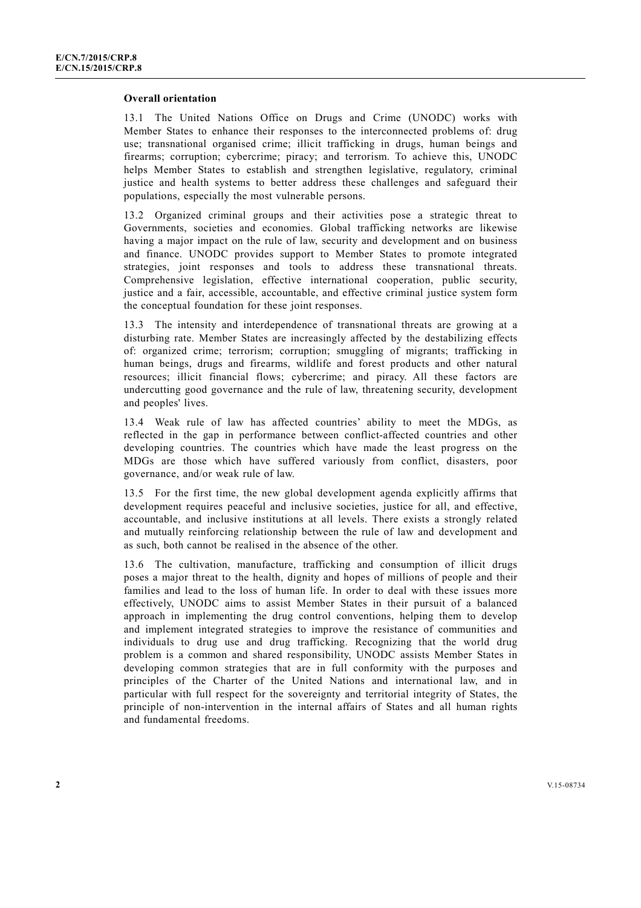**Overall orientation**

13.1 The United Nations Office on Drugs and Crime (UNODC) works with Member States to enhance their responses to the interconnected problems of: drug use; transnational organised crime; illicit trafficking in drugs, human beings and firearms; corruption; cybercrime; piracy; and terrorism. To achieve this, UNODC helps Member States to establish and strengthen legislative, regulatory, criminal justice and health systems to better address these challenges and safeguard their populations, especially the most vulnerable persons.

13.2 Organized criminal groups and their activities pose a strategic threat to Governments, societies and economies. Global trafficking networks are likewise having a major impact on the rule of law, security and development and on business and finance. UNODC provides support to Member States to promote integrated strategies, joint responses and tools to address these transnational threats. Comprehensive legislation, effective international cooperation, public security, justice and a fair, accessible, accountable, and effective criminal justice system form the conceptual foundation for these joint responses.

13.3 The intensity and interdependence of transnational threats are growing at a disturbing rate. Member States are increasingly affected by the destabilizing effects of: organized crime; terrorism; corruption; smuggling of migrants; trafficking in human beings, drugs and firearms, wildlife and forest products and other natural resources; illicit financial flows; cybercrime; and piracy. All these factors are undercutting good governance and the rule of law, threatening security, development and peoples' lives.

13.4 Weak rule of law has affected countries' ability to meet the MDGs, as reflected in the gap in performance between conflict-affected countries and other developing countries. The countries which have made the least progress on the MDGs are those which have suffered variously from conflict, disasters, poor governance, and/or weak rule of law.

13.5 For the first time, the new global development agenda explicitly affirms that development requires peaceful and inclusive societies, justice for all, and effective, accountable, and inclusive institutions at all levels. There exists a strongly related and mutually reinforcing relationship between the rule of law and development and as such, both cannot be realised in the absence of the other.

13.6 The cultivation, manufacture, trafficking and consumption of illicit drugs poses a major threat to the health, dignity and hopes of millions of people and their families and lead to the loss of human life. In order to deal with these issues more effectively, UNODC aims to assist Member States in their pursuit of a balanced approach in implementing the drug control conventions, helping them to develop and implement integrated strategies to improve the resistance of communities and individuals to drug use and drug trafficking. Recognizing that the world drug problem is a common and shared responsibility, UNODC assists Member States in developing common strategies that are in full conformity with the purposes and principles of the Charter of the United Nations and international law, and in particular with full respect for the sovereignty and territorial integrity of States, the principle of non-intervention in the internal affairs of States and all human rights and fundamental freedoms.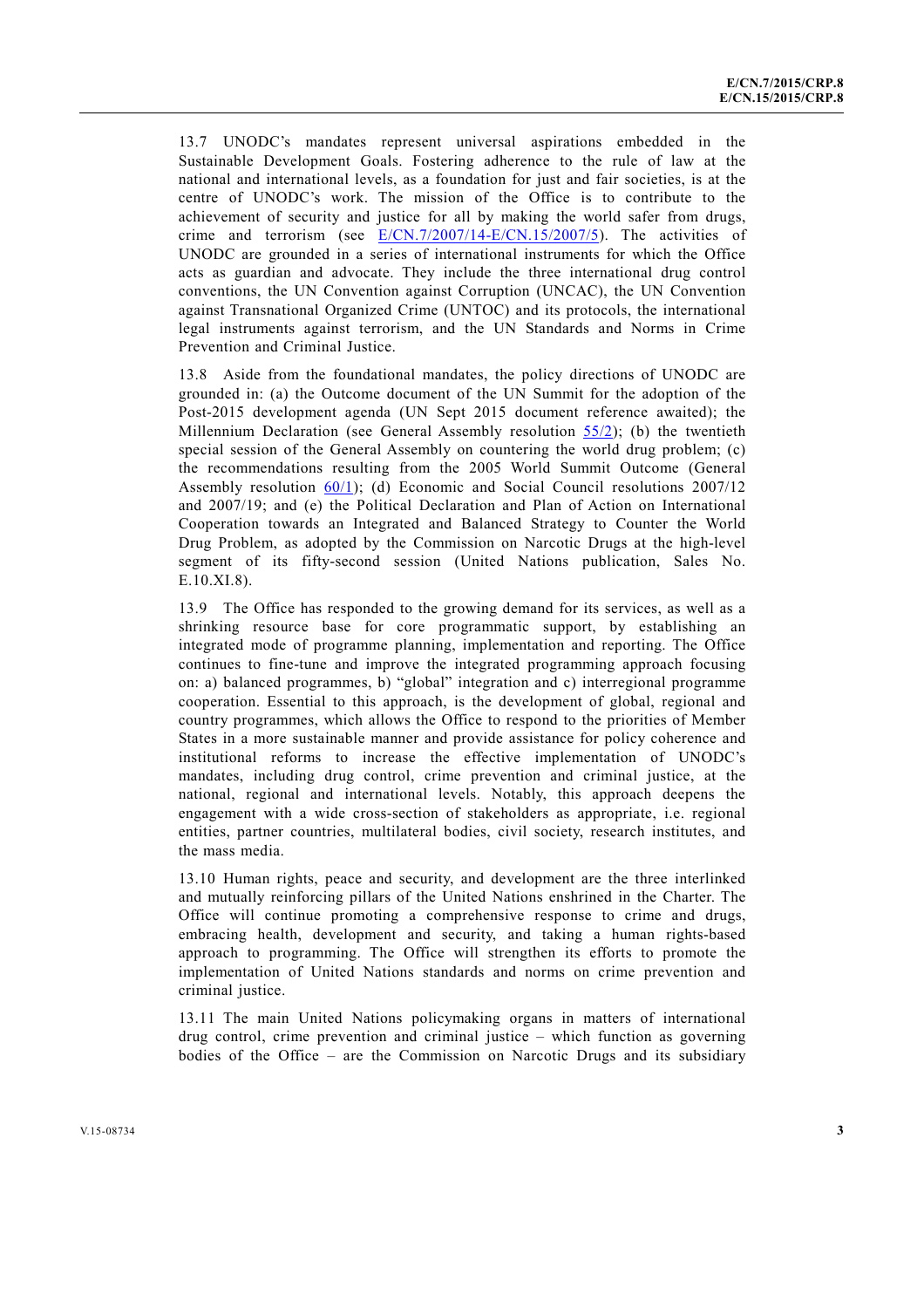13.7 UNODC's mandates represent universal aspirations embedded in the Sustainable Development Goals. Fostering adherence to the rule of law at the national and international levels, as a foundation for just and fair societies, is at the centre of UNODC's work. The mission of the Office is to contribute to the achievement of security and justice for all by making the world safer from drugs, crime and terrorism (see E/CN.7/2007/14-E/CN.15/2007/5). The activities of UNODC are grounded in a series of international instruments for which the Office acts as guardian and advocate. They include the three international drug control conventions, the UN Convention against Corruption (UNCAC), the UN Convention against Transnational Organized Crime (UNTOC) and its protocols, the international legal instruments against terrorism, and the UN Standards and Norms in Crime Prevention and Criminal Justice.

13.8 Aside from the foundational mandates, the policy directions of UNODC are grounded in: (a) the Outcome document of the UN Summit for the adoption of the Post-2015 development agenda (UN Sept 2015 document reference awaited); the Millennium Declaration (see General Assembly resolution 55/2); (b) the twentieth special session of the General Assembly on countering the world drug problem; (c) the recommendations resulting from the 2005 World Summit Outcome (General Assembly resolution 60/1); (d) Economic and Social Council resolutions 2007/12 and 2007/19; and (e) the Political Declaration and Plan of Action on International Cooperation towards an Integrated and Balanced Strategy to Counter the World Drug Problem, as adopted by the Commission on Narcotic Drugs at the high-level segment of its fifty-second session (United Nations publication, Sales No. E.10.XI.8).

13.9 The Office has responded to the growing demand for its services, as well as a shrinking resource base for core programmatic support, by establishing an integrated mode of programme planning, implementation and reporting. The Office continues to fine-tune and improve the integrated programming approach focusing on: a) balanced programmes, b) "global" integration and c) interregional programme cooperation. Essential to this approach, is the development of global, regional and country programmes, which allows the Office to respond to the priorities of Member States in a more sustainable manner and provide assistance for policy coherence and institutional reforms to increase the effective implementation of UNODC's mandates, including drug control, crime prevention and criminal justice, at the national, regional and international levels. Notably, this approach deepens the engagement with a wide cross-section of stakeholders as appropriate, i.e. regional entities, partner countries, multilateral bodies, civil society, research institutes, and the mass media.

13.10 Human rights, peace and security, and development are the three interlinked and mutually reinforcing pillars of the United Nations enshrined in the Charter. The Office will continue promoting a comprehensive response to crime and drugs, embracing health, development and security, and taking a human rights-based approach to programming. The Office will strengthen its efforts to promote the implementation of United Nations standards and norms on crime prevention and criminal justice.

13.11 The main United Nations policymaking organs in matters of international drug control, crime prevention and criminal justice – which function as governing bodies of the Office – are the Commission on Narcotic Drugs and its subsidiary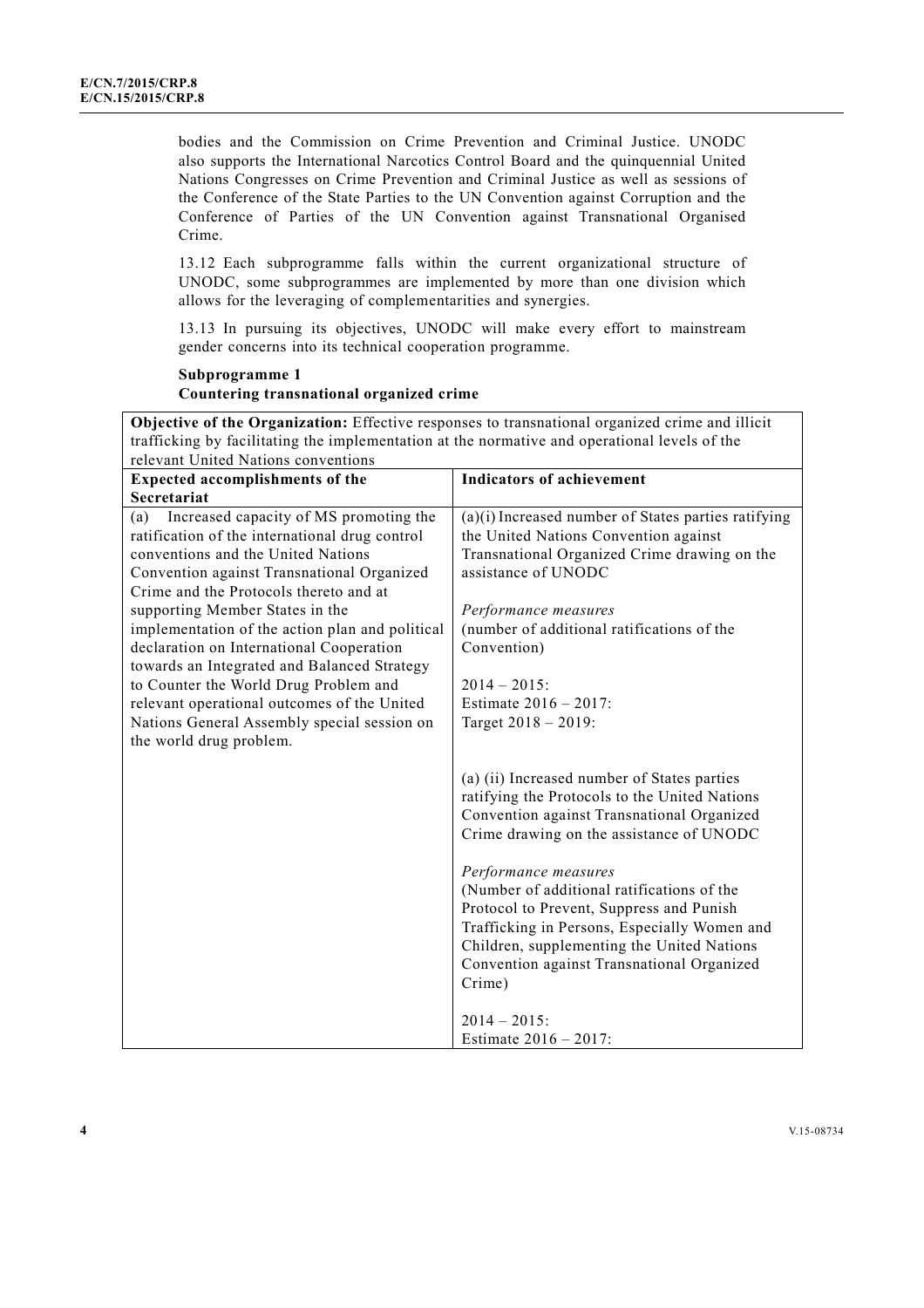bodies and the Commission on Crime Prevention and Criminal Justice. UNODC also supports the International Narcotics Control Board and the quinquennial United Nations Congresses on Crime Prevention and Criminal Justice as well as sessions of the Conference of the State Parties to the UN Convention against Corruption and the Conference of Parties of the UN Convention against Transnational Organised Crime.

13.12 Each subprogramme falls within the current organizational structure of UNODC, some subprogrammes are implemented by more than one division which allows for the leveraging of complementarities and synergies.

13.13 In pursuing its objectives, UNODC will make every effort to mainstream gender concerns into its technical cooperation programme.

**Subprogramme 1**
**Countering transnational organized crime**

| **Objective of the Organization:** Effective responses to transnational organized crime and illicit trafficking by facilitating the implementation at the normative and operational levels of the relevant United Nations conventions | |
|---|---|
| **Expected accomplishments of the Secretariat** | **Indicators of achievement** |
| (a) Increased capacity of MS promoting the ratification of the international drug control conventions and the United Nations Convention against Transnational Organized Crime and the Protocols thereto and at supporting Member States in the implementation of the action plan and political declaration on International Cooperation towards an Integrated and Balanced Strategy to Counter the World Drug Problem and relevant operational outcomes of the United Nations General Assembly special session on the world drug problem. | (a)(i) Increased number of States parties ratifying the United Nations Convention against Transnational Organized Crime drawing on the assistance of UNODC<br><br>*Performance measures*<br>(number of additional ratifications of the Convention)<br><br>2014 – 2015:<br>Estimate 2016 – 2017:<br>Target 2018 – 2019: |
| | (a) (ii) Increased number of States parties ratifying the Protocols to the United Nations Convention against Transnational Organized Crime drawing on the assistance of UNODC<br><br>*Performance measures*<br>(Number of additional ratifications of the Protocol to Prevent, Suppress and Punish Trafficking in Persons, Especially Women and Children, supplementing the United Nations Convention against Transnational Organized Crime)<br><br>2014 – 2015:<br>Estimate 2016 – 2017: |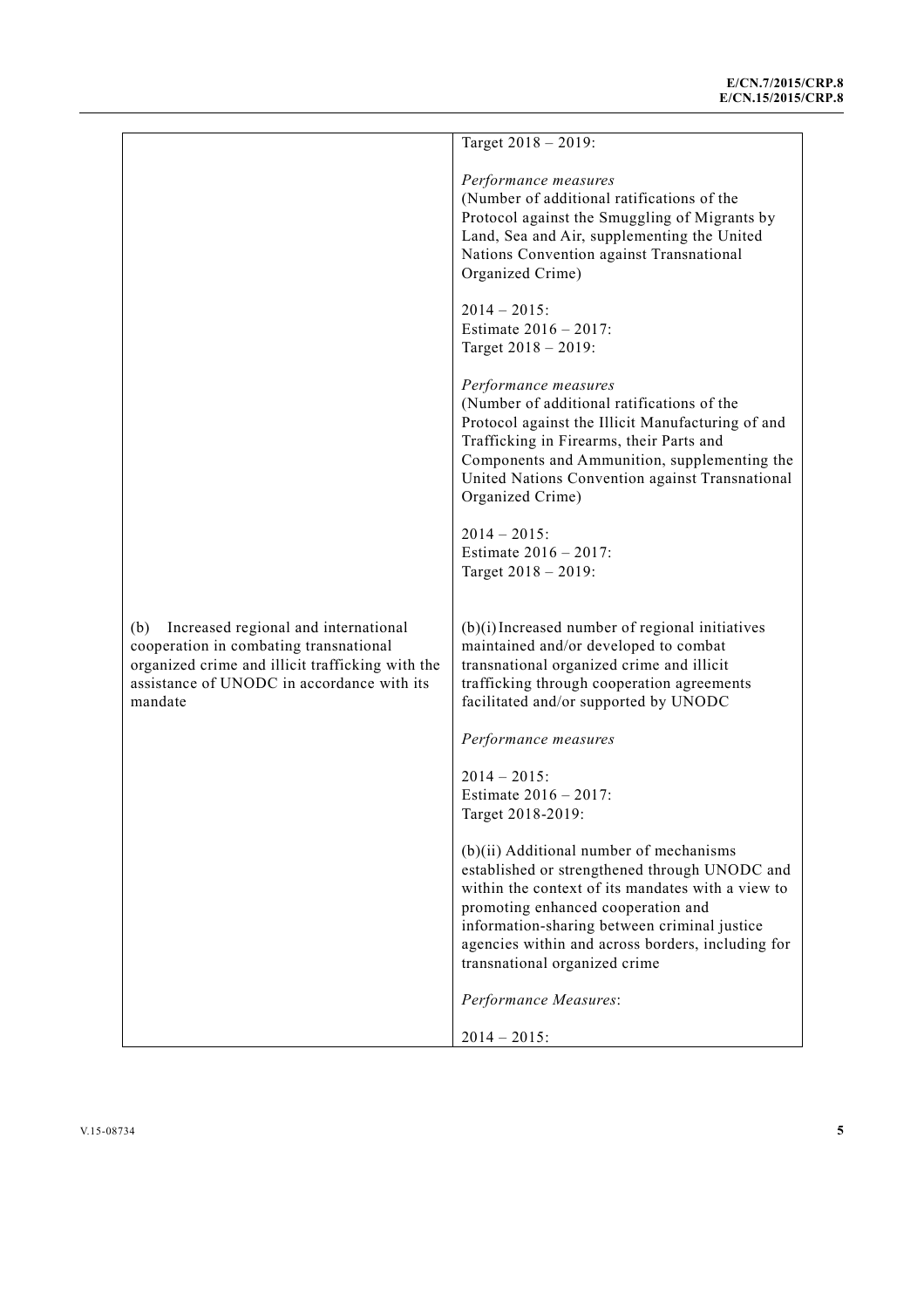| | |
|---|---|
| | Target 2018 – 2019:<br><br>*Performance measures*<br>(Number of additional ratifications of the Protocol against the Smuggling of Migrants by Land, Sea and Air, supplementing the United Nations Convention against Transnational Organized Crime)<br><br>2014 – 2015:<br>Estimate 2016 – 2017:<br>Target 2018 – 2019:<br><br>*Performance measures*<br>(Number of additional ratifications of the Protocol against the Illicit Manufacturing of and Trafficking in Firearms, their Parts and Components and Ammunition, supplementing the United Nations Convention against Transnational Organized Crime)<br><br>2014 – 2015:<br>Estimate 2016 – 2017:<br>Target 2018 – 2019: |
| (b) Increased regional and international cooperation in combating transnational organized crime and illicit trafficking with the assistance of UNODC in accordance with its mandate | (b)(i) Increased number of regional initiatives maintained and/or developed to combat transnational organized crime and illicit trafficking through cooperation agreements facilitated and/or supported by UNODC<br><br>*Performance measures*<br><br>2014 – 2015:<br>Estimate 2016 – 2017:<br>Target 2018-2019:<br><br>(b)(ii) Additional number of mechanisms established or strengthened through UNODC and within the context of its mandates with a view to promoting enhanced cooperation and information-sharing between criminal justice agencies within and across borders, including for transnational organized crime<br><br>*Performance Measures*:<br><br>2014 – 2015: |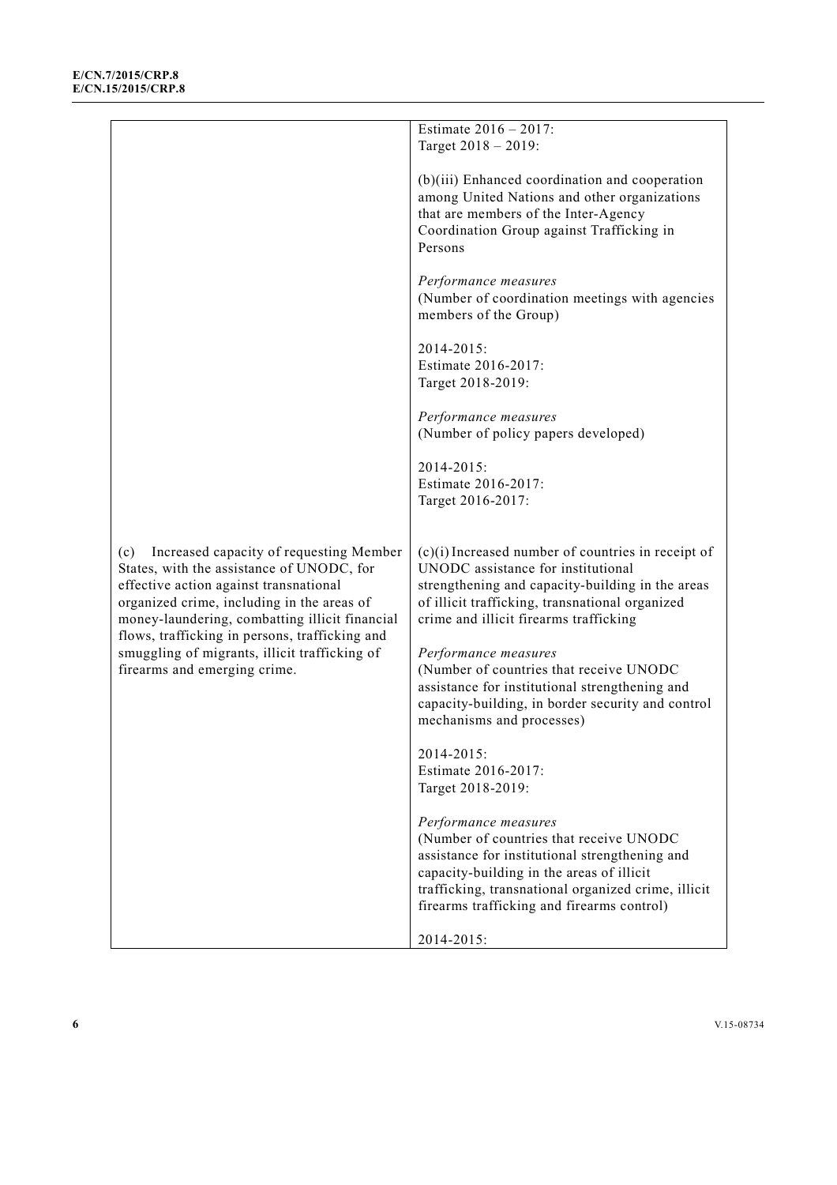| | |
|---|---|
| | Estimate 2016 – 2017:<br>Target 2018 – 2019:<br><br>(b)(iii) Enhanced coordination and cooperation among United Nations and other organizations that are members of the Inter-Agency Coordination Group against Trafficking in Persons<br><br>*Performance measures*<br>(Number of coordination meetings with agencies members of the Group)<br><br>2014-2015:<br>Estimate 2016-2017:<br>Target 2018-2019:<br><br>*Performance measures*<br>(Number of policy papers developed)<br><br>2014-2015:<br>Estimate 2016-2017:<br>Target 2016-2017: |
| (c) Increased capacity of requesting Member States, with the assistance of UNODC, for effective action against transnational organized crime, including in the areas of money-laundering, combatting illicit financial flows, trafficking in persons, trafficking and smuggling of migrants, illicit trafficking of firearms and emerging crime. | (c)(i) Increased number of countries in receipt of UNODC assistance for institutional strengthening and capacity-building in the areas of illicit trafficking, transnational organized crime and illicit firearms trafficking<br><br>*Performance measures*<br>(Number of countries that receive UNODC assistance for institutional strengthening and capacity-building, in border security and control mechanisms and processes)<br><br>2014-2015:<br>Estimate 2016-2017:<br>Target 2018-2019:<br><br>*Performance measures*<br>(Number of countries that receive UNODC assistance for institutional strengthening and capacity-building in the areas of illicit trafficking, transnational organized crime, illicit firearms trafficking and firearms control)<br><br>2014-2015: |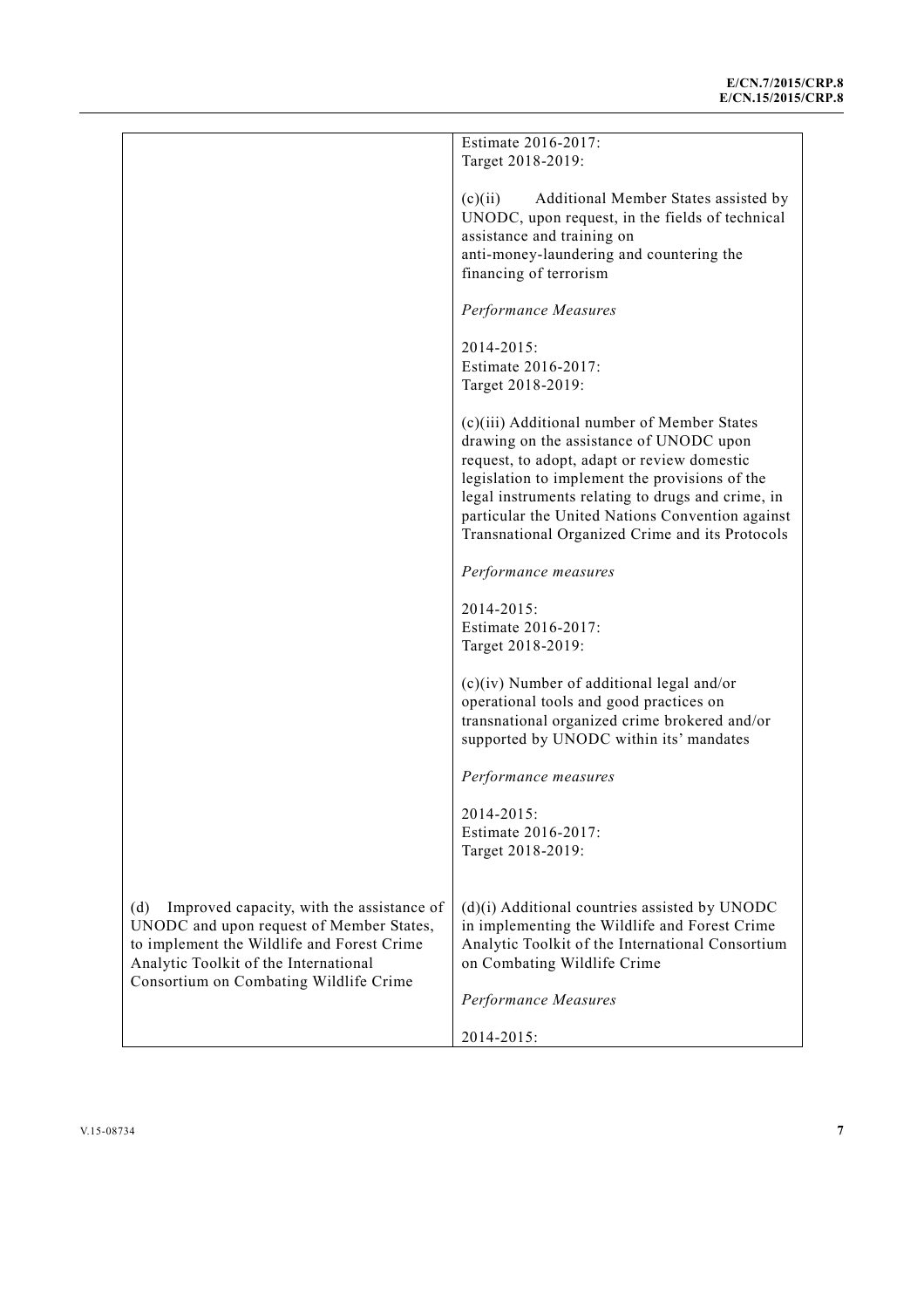| | |
|---|---|
| | Estimate 2016-2017:<br>Target 2018-2019:<br><br>(c)(ii) Additional Member States assisted by UNODC, upon request, in the fields of technical assistance and training on anti-money-laundering and countering the financing of terrorism<br><br>*Performance Measures*<br><br>2014-2015:<br>Estimate 2016-2017:<br>Target 2018-2019:<br><br>(c)(iii) Additional number of Member States drawing on the assistance of UNODC upon request, to adopt, adapt or review domestic legislation to implement the provisions of the legal instruments relating to drugs and crime, in particular the United Nations Convention against Transnational Organized Crime and its Protocols<br><br>*Performance measures*<br><br>2014-2015:<br>Estimate 2016-2017:<br>Target 2018-2019:<br><br>(c)(iv) Number of additional legal and/or operational tools and good practices on transnational organized crime brokered and/or supported by UNODC within its' mandates<br><br>*Performance measures*<br><br>2014-2015:<br>Estimate 2016-2017:<br>Target 2018-2019: |
| (d) Improved capacity, with the assistance of UNODC and upon request of Member States, to implement the Wildlife and Forest Crime Analytic Toolkit of the International Consortium on Combating Wildlife Crime | (d)(i) Additional countries assisted by UNODC in implementing the Wildlife and Forest Crime Analytic Toolkit of the International Consortium on Combating Wildlife Crime<br><br>*Performance Measures*<br><br>2014-2015: |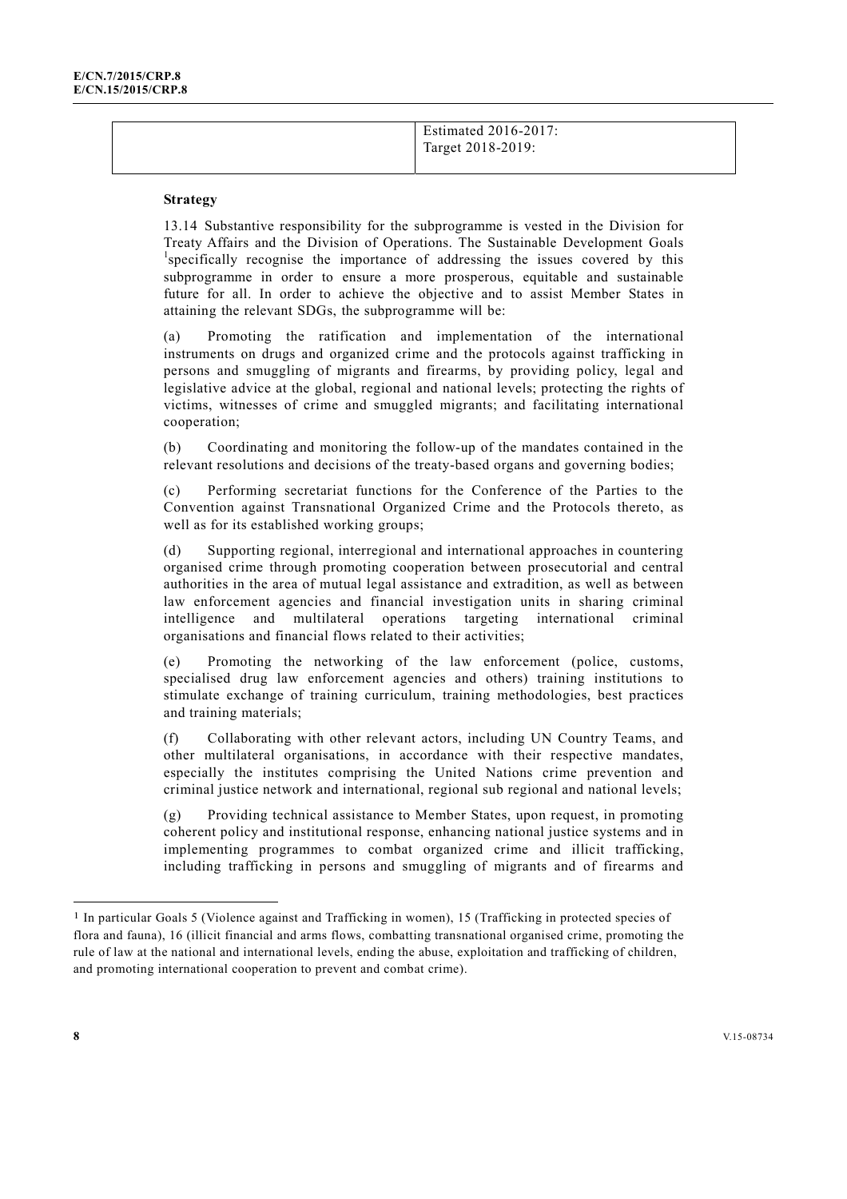| | Estimated 2016-2017:<br>Target 2018-2019: |
|---|---|

**Strategy**

13.14 Substantive responsibility for the subprogramme is vested in the Division for Treaty Affairs and the Division of Operations. The Sustainable Development Goals [1]specifically recognise the importance of addressing the issues covered by this subprogramme in order to ensure a more prosperous, equitable and sustainable future for all. In order to achieve the objective and to assist Member States in attaining the relevant SDGs, the subprogramme will be:

(a) Promoting the ratification and implementation of the international instruments on drugs and organized crime and the protocols against trafficking in persons and smuggling of migrants and firearms, by providing policy, legal and legislative advice at the global, regional and national levels; protecting the rights of victims, witnesses of crime and smuggled migrants; and facilitating international cooperation;

(b) Coordinating and monitoring the follow-up of the mandates contained in the relevant resolutions and decisions of the treaty-based organs and governing bodies;

(c) Performing secretariat functions for the Conference of the Parties to the Convention against Transnational Organized Crime and the Protocols thereto, as well as for its established working groups;

(d) Supporting regional, interregional and international approaches in countering organised crime through promoting cooperation between prosecutorial and central authorities in the area of mutual legal assistance and extradition, as well as between law enforcement agencies and financial investigation units in sharing criminal intelligence and multilateral operations targeting international criminal organisations and financial flows related to their activities;

(e) Promoting the networking of the law enforcement (police, customs, specialised drug law enforcement agencies and others) training institutions to stimulate exchange of training curriculum, training methodologies, best practices and training materials;

(f) Collaborating with other relevant actors, including UN Country Teams, and other multilateral organisations, in accordance with their respective mandates, especially the institutes comprising the United Nations crime prevention and criminal justice network and international, regional sub regional and national levels;

(g) Providing technical assistance to Member States, upon request, in promoting coherent policy and institutional response, enhancing national justice systems and in implementing programmes to combat organized crime and illicit trafficking, including trafficking in persons and smuggling of migrants and of firearms and

---

[1] In particular Goals 5 (Violence against and Trafficking in women), 15 (Trafficking in protected species of flora and fauna), 16 (illicit financial and arms flows, combatting transnational organised crime, promoting the rule of law at the national and international levels, ending the abuse, exploitation and trafficking of children, and promoting international cooperation to prevent and combat crime).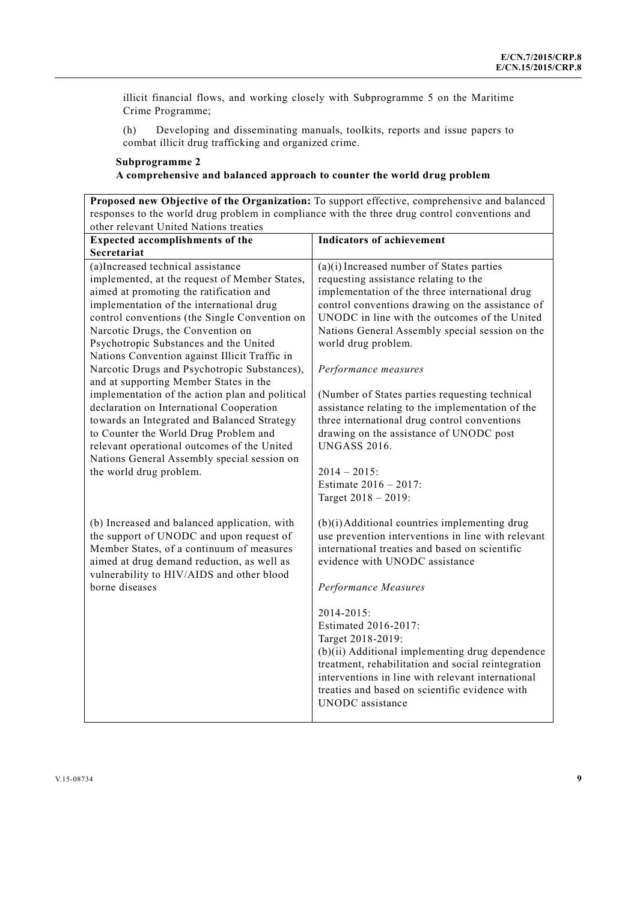illicit financial flows, and working closely with Subprogramme 5 on the Maritime Crime Programme;

(h) Developing and disseminating manuals, toolkits, reports and issue papers to combat illicit drug trafficking and organized crime.

**Subprogramme 2**
**A comprehensive and balanced approach to counter the world drug problem**

| **Proposed new Objective of the Organization:** To support effective, comprehensive and balanced responses to the world drug problem in compliance with the three drug control conventions and other relevant United Nations treaties | |
|---|---|
| **Expected accomplishments of the Secretariat** | **Indicators of achievement** |
| (a)Increased technical assistance implemented, at the request of Member States, aimed at promoting the ratification and implementation of the international drug control conventions (the Single Convention on Narcotic Drugs, the Convention on Psychotropic Substances and the United Nations Convention against Illicit Traffic in Narcotic Drugs and Psychotropic Substances), and at supporting Member States in the implementation of the action plan and political declaration on International Cooperation towards an Integrated and Balanced Strategy to Counter the World Drug Problem and relevant operational outcomes of the United Nations General Assembly special session on the world drug problem. | (a)(i) Increased number of States parties requesting assistance relating to the implementation of the three international drug control conventions drawing on the assistance of UNODC in line with the outcomes of the United Nations General Assembly special session on the world drug problem.<br><br>*Performance measures*<br><br>(Number of States parties requesting technical assistance relating to the implementation of the three international drug control conventions drawing on the assistance of UNODC post UNGASS 2016.<br><br>2014 – 2015:<br>Estimate 2016 – 2017:<br>Target 2018 – 2019: |
| (b) Increased and balanced application, with the support of UNODC and upon request of Member States, of a continuum of measures aimed at drug demand reduction, as well as vulnerability to HIV/AIDS and other blood borne diseases | (b)(i) Additional countries implementing drug use prevention interventions in line with relevant international treaties and based on scientific evidence with UNODC assistance<br><br>*Performance Measures*<br><br>2014-2015:<br>Estimated 2016-2017:<br>Target 2018-2019:<br>(b)(ii) Additional implementing drug dependence treatment, rehabilitation and social reintegration interventions in line with relevant international treaties and based on scientific evidence with UNODC assistance |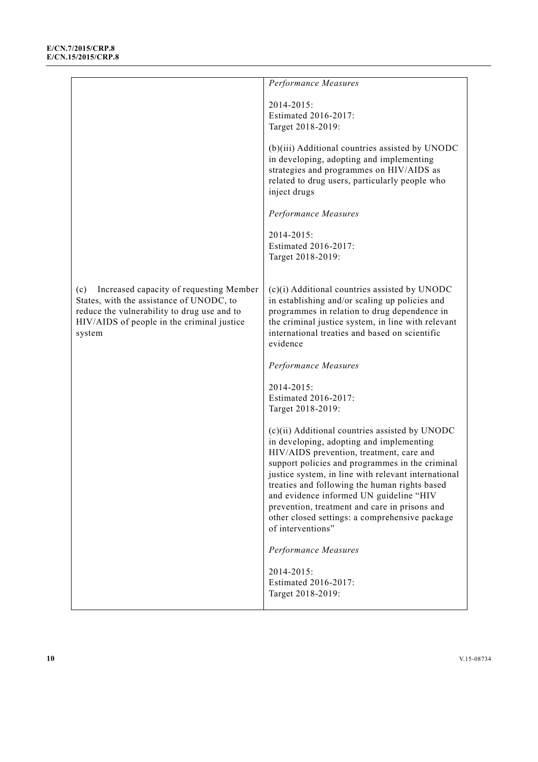| | |
|---|---|
| | *Performance Measures*<br><br>2014-2015:<br>Estimated 2016-2017:<br>Target 2018-2019:<br><br>(b)(iii) Additional countries assisted by UNODC in developing, adopting and implementing strategies and programmes on HIV/AIDS as related to drug users, particularly people who inject drugs<br><br>*Performance Measures*<br><br>2014-2015:<br>Estimated 2016-2017:<br>Target 2018-2019: |
| (c) Increased capacity of requesting Member States, with the assistance of UNODC, to reduce the vulnerability to drug use and to HIV/AIDS of people in the criminal justice system | (c)(i) Additional countries assisted by UNODC in establishing and/or scaling up policies and programmes in relation to drug dependence in the criminal justice system, in line with relevant international treaties and based on scientific evidence<br><br>*Performance Measures*<br><br>2014-2015:<br>Estimated 2016-2017:<br>Target 2018-2019:<br><br>(c)(ii) Additional countries assisted by UNODC in developing, adopting and implementing HIV/AIDS prevention, treatment, care and support policies and programmes in the criminal justice system, in line with relevant international treaties and following the human rights based and evidence informed UN guideline "HIV prevention, treatment and care in prisons and other closed settings: a comprehensive package of interventions"<br><br>*Performance Measures*<br><br>2014-2015:<br>Estimated 2016-2017:<br>Target 2018-2019: |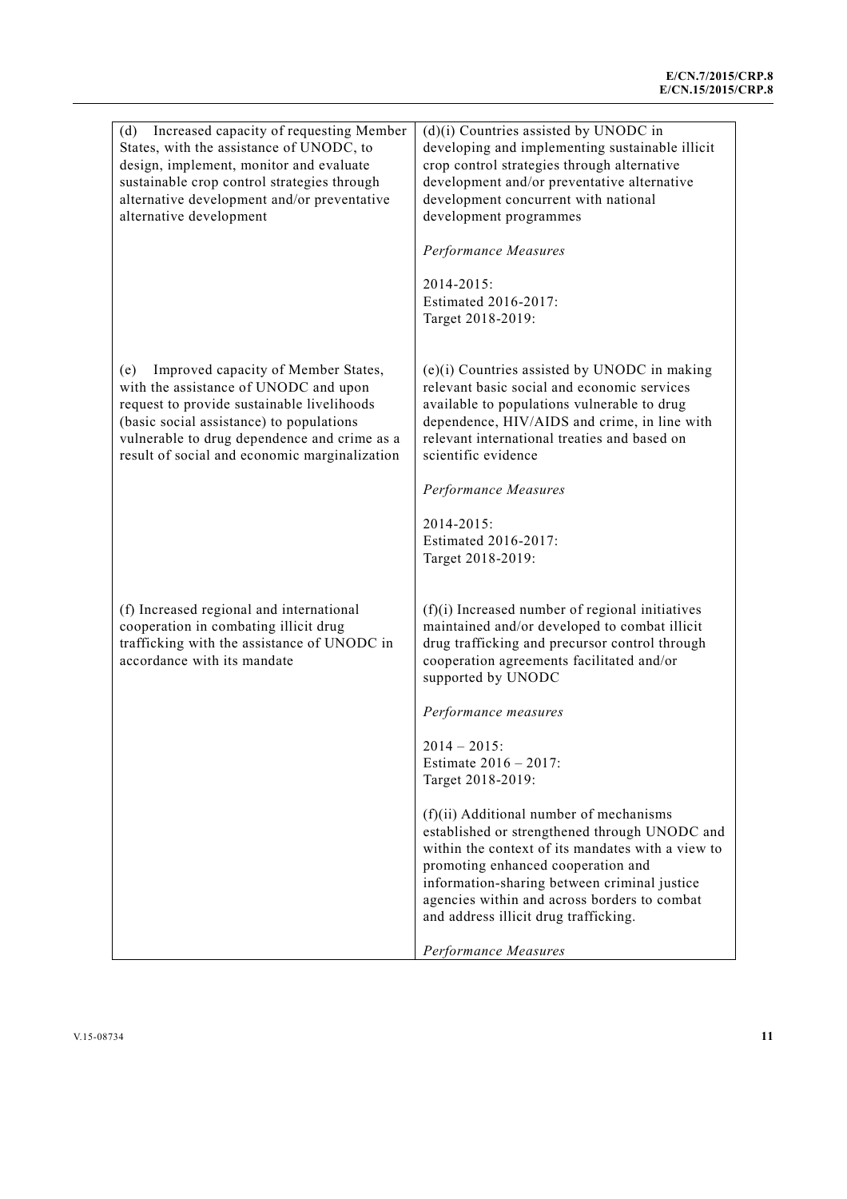| | |
|---|---|
| (d) Increased capacity of requesting Member States, with the assistance of UNODC, to design, implement, monitor and evaluate sustainable crop control strategies through alternative development and/or preventative alternative development | (d)(i) Countries assisted by UNODC in developing and implementing sustainable illicit crop control strategies through alternative development and/or preventative alternative development concurrent with national development programmes<br><br>*Performance Measures*<br><br>2014-2015:<br>Estimated 2016-2017:<br>Target 2018-2019: |
| (e) Improved capacity of Member States, with the assistance of UNODC and upon request to provide sustainable livelihoods (basic social assistance) to populations vulnerable to drug dependence and crime as a result of social and economic marginalization | (e)(i) Countries assisted by UNODC in making relevant basic social and economic services available to populations vulnerable to drug dependence, HIV/AIDS and crime, in line with relevant international treaties and based on scientific evidence<br><br>*Performance Measures*<br><br>2014-2015:<br>Estimated 2016-2017:<br>Target 2018-2019: |
| (f) Increased regional and international cooperation in combating illicit drug trafficking with the assistance of UNODC in accordance with its mandate | (f)(i) Increased number of regional initiatives maintained and/or developed to combat illicit drug trafficking and precursor control through cooperation agreements facilitated and/or supported by UNODC<br><br>*Performance measures*<br><br>2014 – 2015:<br>Estimate 2016 – 2017:<br>Target 2018-2019:<br><br>(f)(ii) Additional number of mechanisms established or strengthened through UNODC and within the context of its mandates with a view to promoting enhanced cooperation and information-sharing between criminal justice agencies within and across borders to combat and address illicit drug trafficking.<br><br>*Performance Measures* |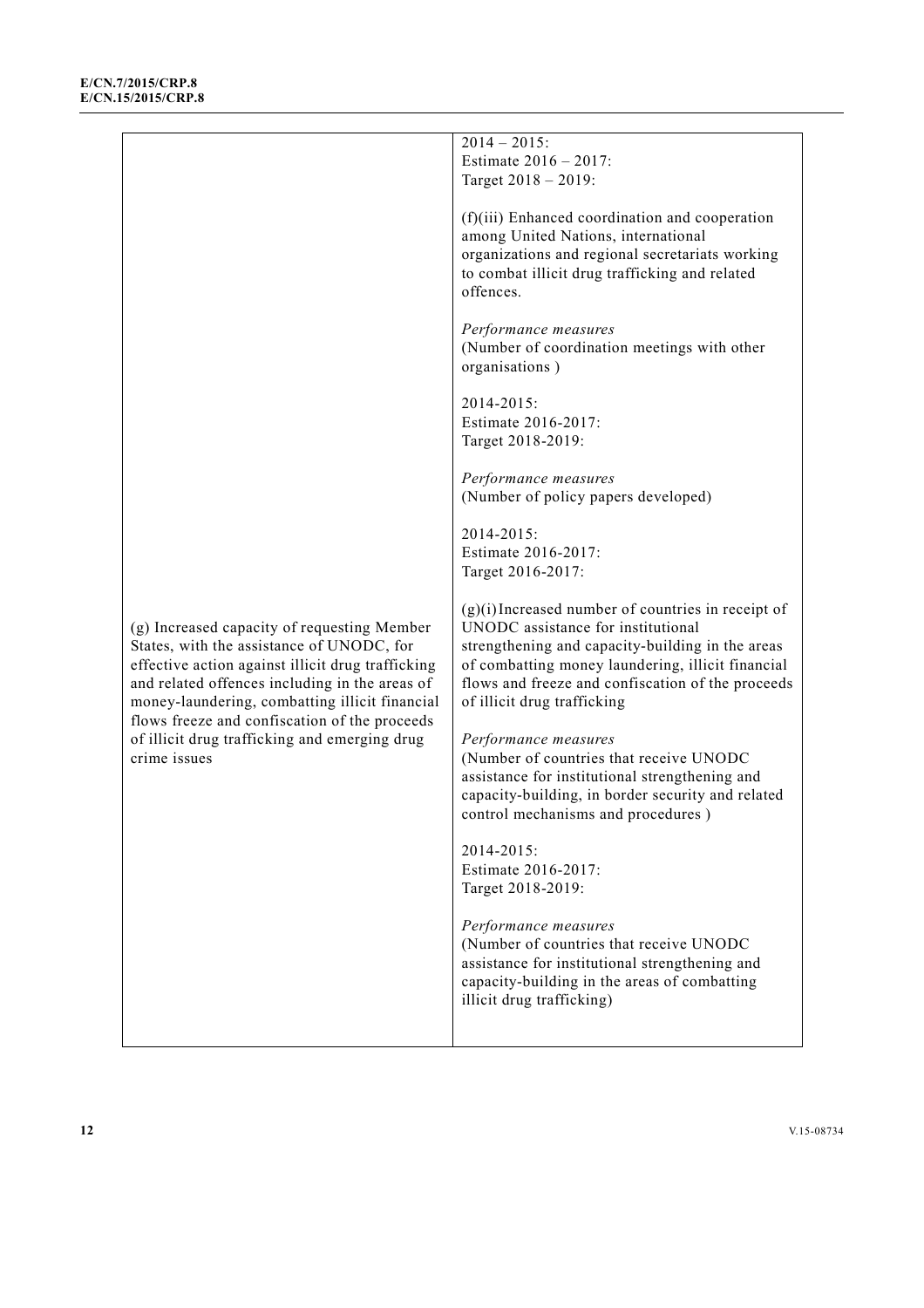| | |
|---|---|
| | 2014 – 2015:<br>Estimate 2016 – 2017:<br>Target 2018 – 2019:<br><br>(f)(iii) Enhanced coordination and cooperation among United Nations, international organizations and regional secretariats working to combat illicit drug trafficking and related offences.<br><br>*Performance measures*<br>(Number of coordination meetings with other organisations )<br><br>2014-2015:<br>Estimate 2016-2017:<br>Target 2018-2019:<br><br>*Performance measures*<br>(Number of policy papers developed)<br><br>2014-2015:<br>Estimate 2016-2017:<br>Target 2016-2017: |
| (g) Increased capacity of requesting Member States, with the assistance of UNODC, for effective action against illicit drug trafficking and related offences including in the areas of money-laundering, combatting illicit financial flows freeze and confiscation of the proceeds of illicit drug trafficking and emerging drug crime issues | (g)(i) Increased number of countries in receipt of UNODC assistance for institutional strengthening and capacity-building in the areas of combatting money laundering, illicit financial flows and freeze and confiscation of the proceeds of illicit drug trafficking<br><br>*Performance measures*<br>(Number of countries that receive UNODC assistance for institutional strengthening and capacity-building, in border security and related control mechanisms and procedures )<br><br>2014-2015:<br>Estimate 2016-2017:<br>Target 2018-2019:<br><br>*Performance measures*<br>(Number of countries that receive UNODC assistance for institutional strengthening and capacity-building in the areas of combatting illicit drug trafficking) |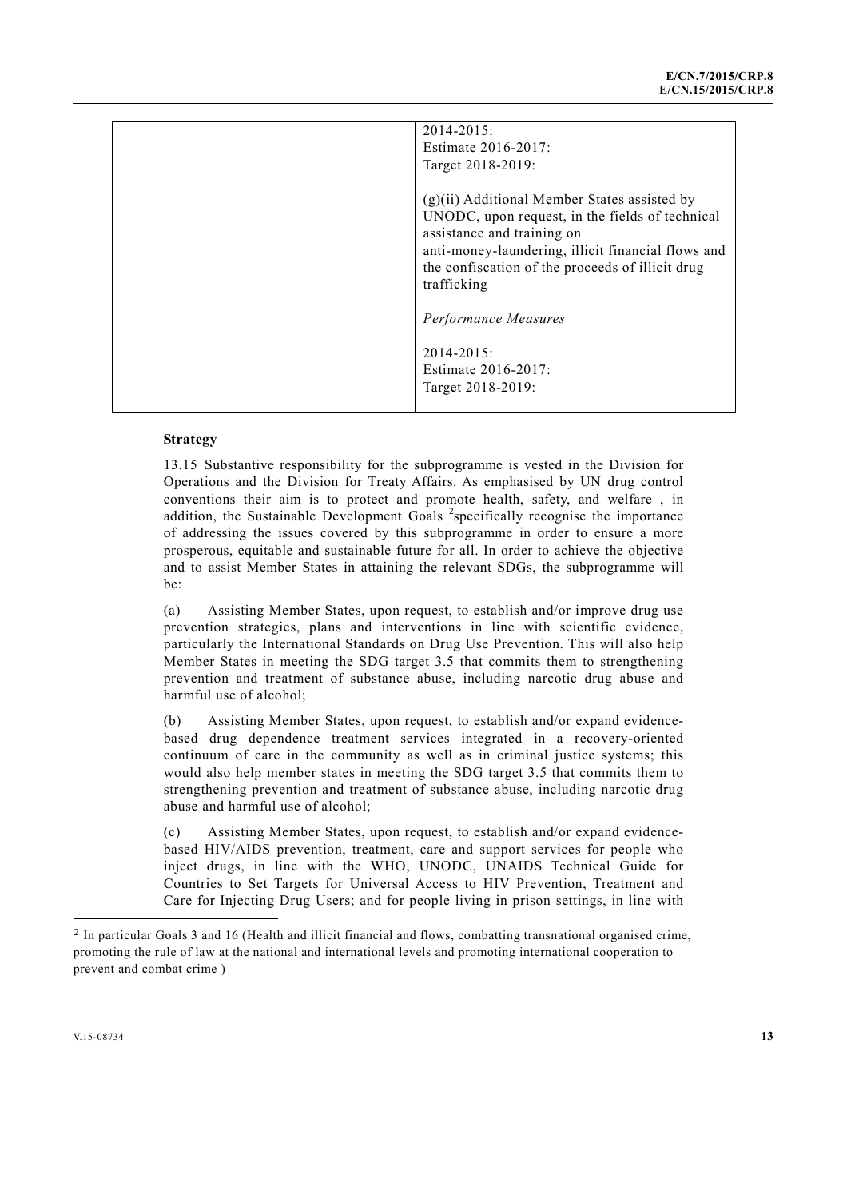| | |
|---|---|
| | 2014-2015:<br>Estimate 2016-2017:<br>Target 2018-2019:<br><br>(g)(ii) Additional Member States assisted by UNODC, upon request, in the fields of technical assistance and training on anti-money-laundering, illicit financial flows and the confiscation of the proceeds of illicit drug trafficking<br><br>*Performance Measures*<br><br>2014-2015:<br>Estimate 2016-2017:<br>Target 2018-2019: |

**Strategy**

13.15 Substantive responsibility for the subprogramme is vested in the Division for Operations and the Division for Treaty Affairs. As emphasised by UN drug control conventions their aim is to protect and promote health, safety, and welfare , in addition, the Sustainable Development Goals [2]specifically recognise the importance of addressing the issues covered by this subprogramme in order to ensure a more prosperous, equitable and sustainable future for all. In order to achieve the objective and to assist Member States in attaining the relevant SDGs, the subprogramme will be:

(a) Assisting Member States, upon request, to establish and/or improve drug use prevention strategies, plans and interventions in line with scientific evidence, particularly the International Standards on Drug Use Prevention. This will also help Member States in meeting the SDG target 3.5 that commits them to strengthening prevention and treatment of substance abuse, including narcotic drug abuse and harmful use of alcohol;

(b) Assisting Member States, upon request, to establish and/or expand evidence-based drug dependence treatment services integrated in a recovery-oriented continuum of care in the community as well as in criminal justice systems; this would also help member states in meeting the SDG target 3.5 that commits them to strengthening prevention and treatment of substance abuse, including narcotic drug abuse and harmful use of alcohol;

(c) Assisting Member States, upon request, to establish and/or expand evidence-based HIV/AIDS prevention, treatment, care and support services for people who inject drugs, in line with the WHO, UNODC, UNAIDS Technical Guide for Countries to Set Targets for Universal Access to HIV Prevention, Treatment and Care for Injecting Drug Users; and for people living in prison settings, in line with

---

[2] In particular Goals 3 and 16 (Health and illicit financial and flows, combatting transnational organised crime, promoting the rule of law at the national and international levels and promoting international cooperation to prevent and combat crime )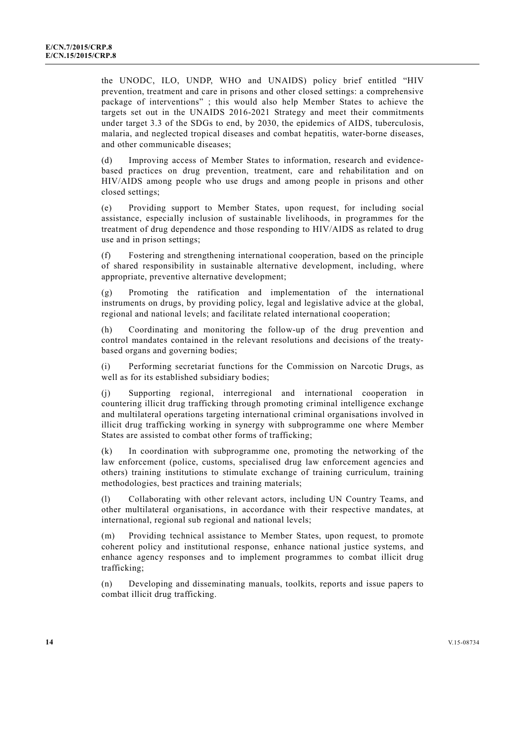the UNODC, ILO, UNDP, WHO and UNAIDS) policy brief entitled "HIV prevention, treatment and care in prisons and other closed settings: a comprehensive package of interventions" ; this would also help Member States to achieve the targets set out in the UNAIDS 2016-2021 Strategy and meet their commitments under target 3.3 of the SDGs to end, by 2030, the epidemics of AIDS, tuberculosis, malaria, and neglected tropical diseases and combat hepatitis, water-borne diseases, and other communicable diseases;

(d) Improving access of Member States to information, research and evidence-based practices on drug prevention, treatment, care and rehabilitation and on HIV/AIDS among people who use drugs and among people in prisons and other closed settings;

(e) Providing support to Member States, upon request, for including social assistance, especially inclusion of sustainable livelihoods, in programmes for the treatment of drug dependence and those responding to HIV/AIDS as related to drug use and in prison settings;

(f) Fostering and strengthening international cooperation, based on the principle of shared responsibility in sustainable alternative development, including, where appropriate, preventive alternative development;

(g) Promoting the ratification and implementation of the international instruments on drugs, by providing policy, legal and legislative advice at the global, regional and national levels; and facilitate related international cooperation;

(h) Coordinating and monitoring the follow-up of the drug prevention and control mandates contained in the relevant resolutions and decisions of the treaty-based organs and governing bodies;

(i) Performing secretariat functions for the Commission on Narcotic Drugs, as well as for its established subsidiary bodies;

(j) Supporting regional, interregional and international cooperation in countering illicit drug trafficking through promoting criminal intelligence exchange and multilateral operations targeting international criminal organisations involved in illicit drug trafficking working in synergy with subprogramme one where Member States are assisted to combat other forms of trafficking;

(k) In coordination with subprogramme one, promoting the networking of the law enforcement (police, customs, specialised drug law enforcement agencies and others) training institutions to stimulate exchange of training curriculum, training methodologies, best practices and training materials;

(l) Collaborating with other relevant actors, including UN Country Teams, and other multilateral organisations, in accordance with their respective mandates, at international, regional sub regional and national levels;

(m) Providing technical assistance to Member States, upon request, to promote coherent policy and institutional response, enhance national justice systems, and enhance agency responses and to implement programmes to combat illicit drug trafficking;

(n) Developing and disseminating manuals, toolkits, reports and issue papers to combat illicit drug trafficking.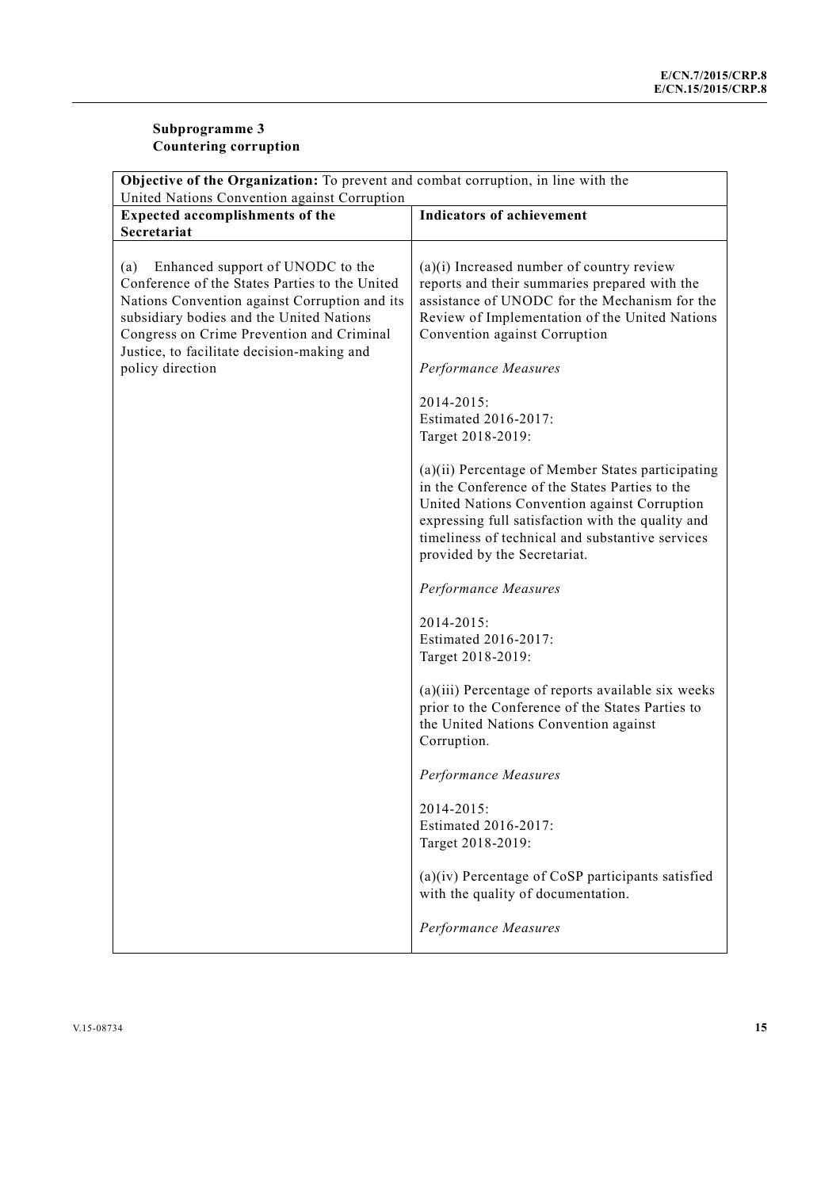### Subprogramme 3
### Countering corruption

| **Objective of the Organization:** To prevent and combat corruption, in line with the United Nations Convention against Corruption | |
|---|---|
| **Expected accomplishments of the Secretariat** | **Indicators of achievement** |
| (a) Enhanced support of UNODC to the Conference of the States Parties to the United Nations Convention against Corruption and its subsidiary bodies and the United Nations Congress on Crime Prevention and Criminal Justice, to facilitate decision-making and policy direction | (a)(i) Increased number of country review reports and their summaries prepared with the assistance of UNODC for the Mechanism for the Review of Implementation of the United Nations Convention against Corruption<br><br>*Performance Measures*<br><br>2014-2015:<br>Estimated 2016-2017:<br>Target 2018-2019:<br><br>(a)(ii) Percentage of Member States participating in the Conference of the States Parties to the United Nations Convention against Corruption expressing full satisfaction with the quality and timeliness of technical and substantive services provided by the Secretariat.<br><br>*Performance Measures*<br><br>2014-2015:<br>Estimated 2016-2017:<br>Target 2018-2019:<br><br>(a)(iii) Percentage of reports available six weeks prior to the Conference of the States Parties to the United Nations Convention against Corruption.<br><br>*Performance Measures*<br><br>2014-2015:<br>Estimated 2016-2017:<br>Target 2018-2019:<br><br>(a)(iv) Percentage of CoSP participants satisfied with the quality of documentation.<br><br>*Performance Measures* |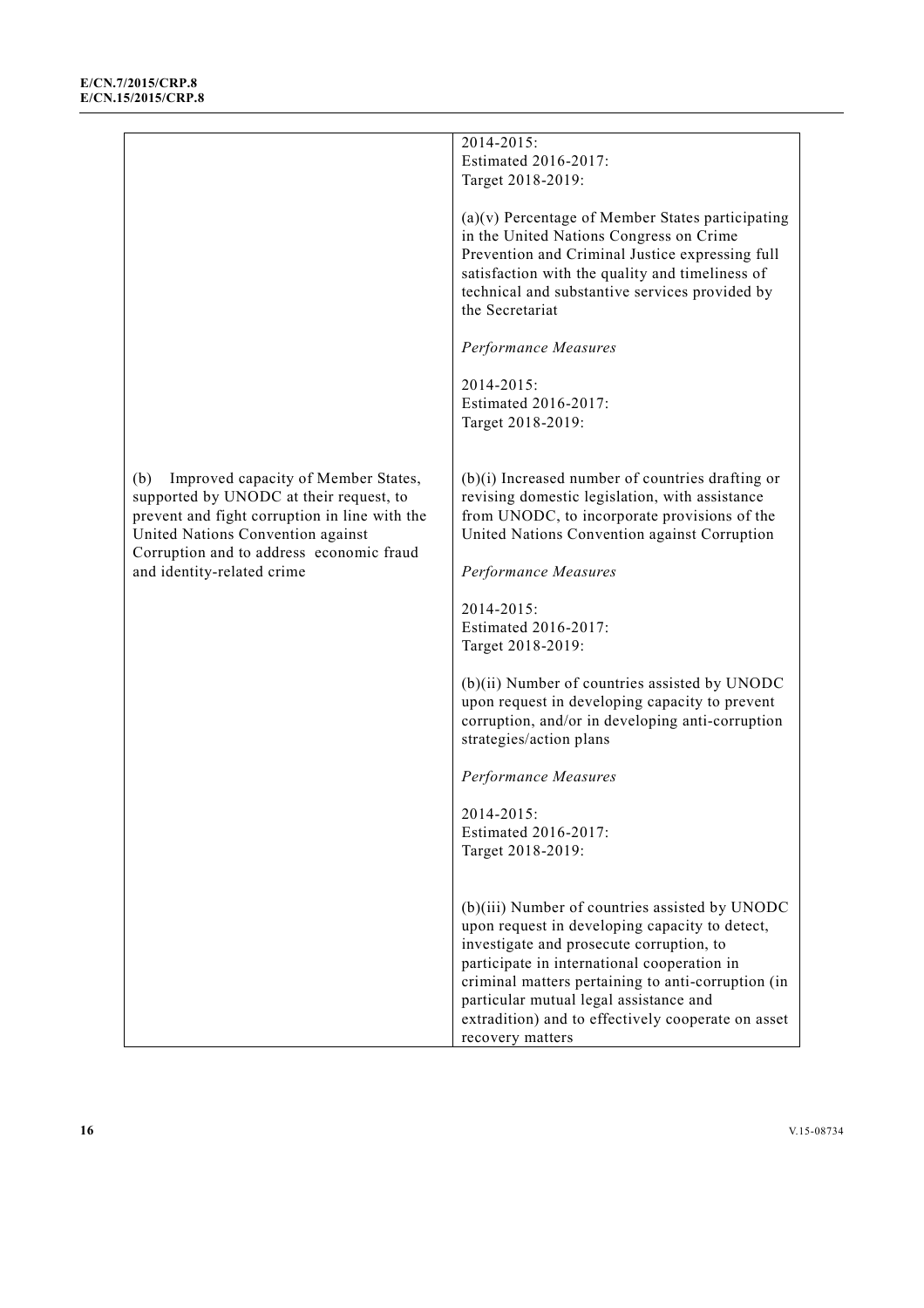| | |
|---|---|
| | 2014-2015:<br>Estimated 2016-2017:<br>Target 2018-2019:<br><br>(a)(v) Percentage of Member States participating in the United Nations Congress on Crime Prevention and Criminal Justice expressing full satisfaction with the quality and timeliness of technical and substantive services provided by the Secretariat<br><br>*Performance Measures*<br><br>2014-2015:<br>Estimated 2016-2017:<br>Target 2018-2019: |
| (b) Improved capacity of Member States, supported by UNODC at their request, to prevent and fight corruption in line with the United Nations Convention against Corruption and to address economic fraud and identity-related crime | (b)(i) Increased number of countries drafting or revising domestic legislation, with assistance from UNODC, to incorporate provisions of the United Nations Convention against Corruption<br><br>*Performance Measures*<br><br>2014-2015:<br>Estimated 2016-2017:<br>Target 2018-2019:<br><br>(b)(ii) Number of countries assisted by UNODC upon request in developing capacity to prevent corruption, and/or in developing anti-corruption strategies/action plans<br><br>*Performance Measures*<br><br>2014-2015:<br>Estimated 2016-2017:<br>Target 2018-2019:<br><br>(b)(iii) Number of countries assisted by UNODC upon request in developing capacity to detect, investigate and prosecute corruption, to participate in international cooperation in criminal matters pertaining to anti-corruption (in particular mutual legal assistance and extradition) and to effectively cooperate on asset recovery matters |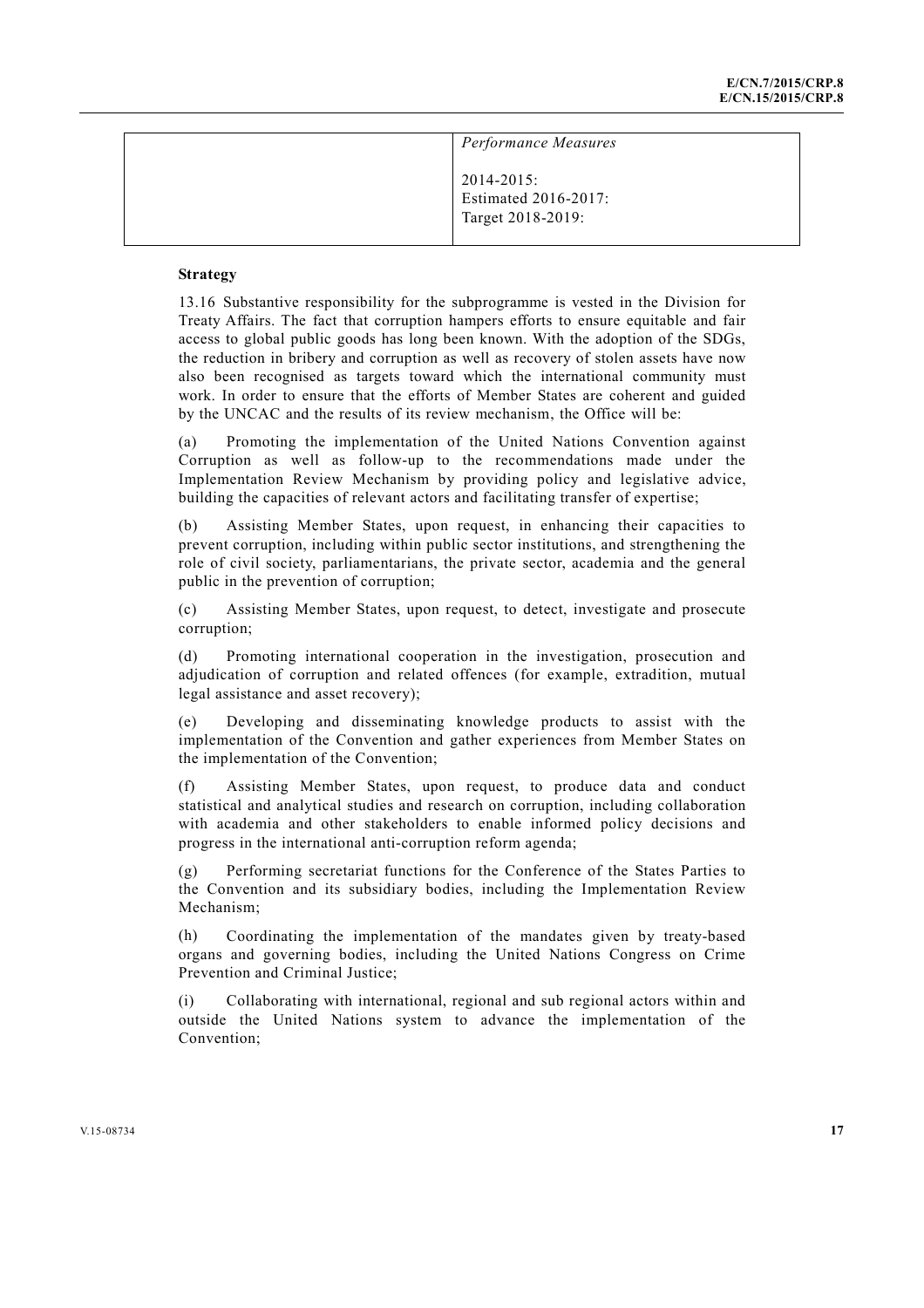| | *Performance Measures*<br><br>2014-2015:<br>Estimated 2016-2017:<br>Target 2018-2019: |
|---|---|

**Strategy**

13.16 Substantive responsibility for the subprogramme is vested in the Division for Treaty Affairs. The fact that corruption hampers efforts to ensure equitable and fair access to global public goods has long been known. With the adoption of the SDGs, the reduction in bribery and corruption as well as recovery of stolen assets have now also been recognised as targets toward which the international community must work. In order to ensure that the efforts of Member States are coherent and guided by the UNCAC and the results of its review mechanism, the Office will be:

(a) Promoting the implementation of the United Nations Convention against Corruption as well as follow-up to the recommendations made under the Implementation Review Mechanism by providing policy and legislative advice, building the capacities of relevant actors and facilitating transfer of expertise;

(b) Assisting Member States, upon request, in enhancing their capacities to prevent corruption, including within public sector institutions, and strengthening the role of civil society, parliamentarians, the private sector, academia and the general public in the prevention of corruption;

(c) Assisting Member States, upon request, to detect, investigate and prosecute corruption;

(d) Promoting international cooperation in the investigation, prosecution and adjudication of corruption and related offences (for example, extradition, mutual legal assistance and asset recovery);

(e) Developing and disseminating knowledge products to assist with the implementation of the Convention and gather experiences from Member States on the implementation of the Convention;

(f) Assisting Member States, upon request, to produce data and conduct statistical and analytical studies and research on corruption, including collaboration with academia and other stakeholders to enable informed policy decisions and progress in the international anti-corruption reform agenda;

(g) Performing secretariat functions for the Conference of the States Parties to the Convention and its subsidiary bodies, including the Implementation Review Mechanism;

(h) Coordinating the implementation of the mandates given by treaty-based organs and governing bodies, including the United Nations Congress on Crime Prevention and Criminal Justice;

(i) Collaborating with international, regional and sub regional actors within and outside the United Nations system to advance the implementation of the Convention;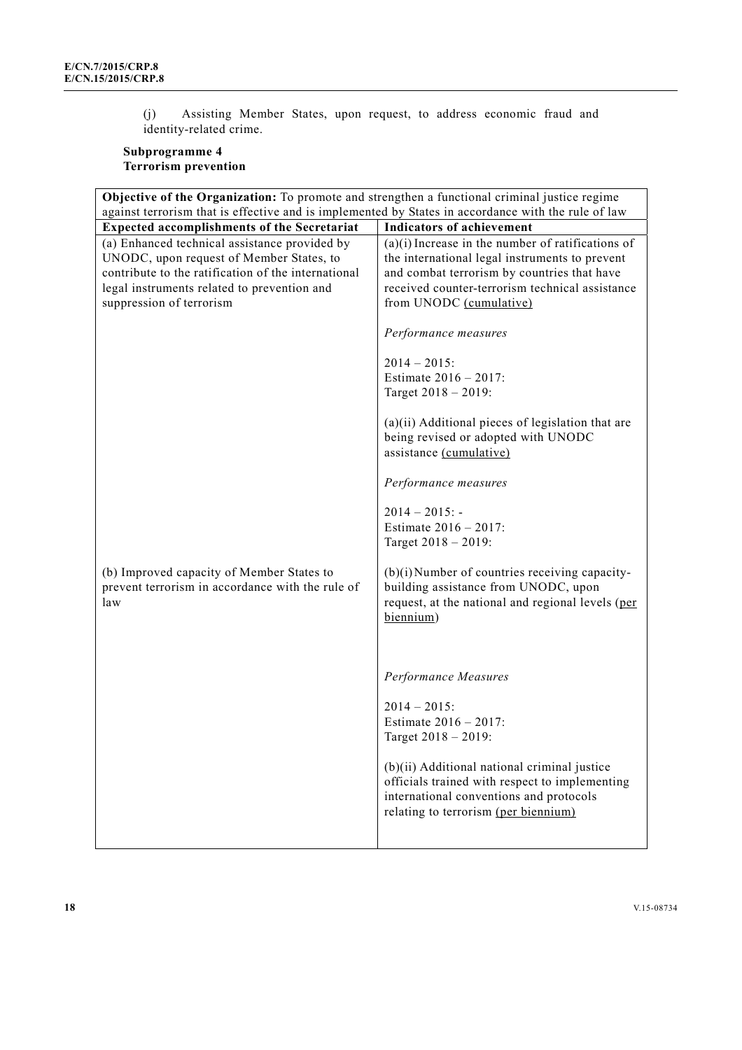(j) Assisting Member States, upon request, to address economic fraud and identity-related crime.

**Subprogramme 4**
**Terrorism prevention**

| **Objective of the Organization:** To promote and strengthen a functional criminal justice regime against terrorism that is effective and is implemented by States in accordance with the rule of law | |
|---|---|
| **Expected accomplishments of the Secretariat** | **Indicators of achievement** |
| (a) Enhanced technical assistance provided by UNODC, upon request of Member States, to contribute to the ratification of the international legal instruments related to prevention and suppression of terrorism | (a)(i) Increase in the number of ratifications of the international legal instruments to prevent and combat terrorism by countries that have received counter-terrorism technical assistance from UNODC (cumulative)<br><br>*Performance measures*<br><br>2014 – 2015:<br>Estimate 2016 – 2017:<br>Target 2018 – 2019:<br><br>(a)(ii) Additional pieces of legislation that are being revised or adopted with UNODC assistance (cumulative)<br><br>*Performance measures*<br><br>2014 – 2015: -<br>Estimate 2016 – 2017:<br>Target 2018 – 2019: |
| (b) Improved capacity of Member States to prevent terrorism in accordance with the rule of law | (b)(i) Number of countries receiving capacity-building assistance from UNODC, upon request, at the national and regional levels (per biennium)<br><br>*Performance Measures*<br><br>2014 – 2015:<br>Estimate 2016 – 2017:<br>Target 2018 – 2019:<br><br>(b)(ii) Additional national criminal justice officials trained with respect to implementing international conventions and protocols relating to terrorism (per biennium) |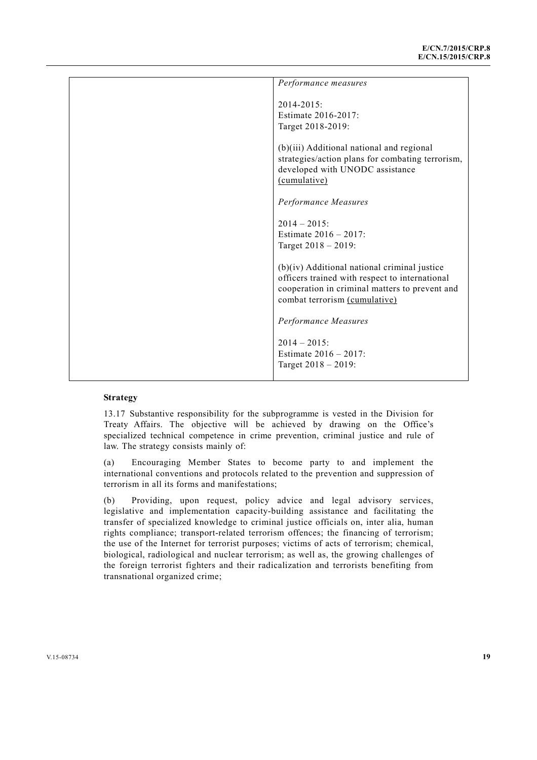| | *Performance measures*<br><br>2014-2015:<br>Estimate 2016-2017:<br>Target 2018-2019:<br><br>(b)(iii) Additional national and regional strategies/action plans for combating terrorism, developed with UNODC assistance (cumulative)<br><br>*Performance Measures*<br><br>2014 – 2015:<br>Estimate 2016 – 2017:<br>Target 2018 – 2019:<br><br>(b)(iv) Additional national criminal justice officers trained with respect to international cooperation in criminal matters to prevent and combat terrorism (cumulative)<br><br>*Performance Measures*<br><br>2014 – 2015:<br>Estimate 2016 – 2017:<br>Target 2018 – 2019: |
|---|---|

**Strategy**

13.17 Substantive responsibility for the subprogramme is vested in the Division for Treaty Affairs. The objective will be achieved by drawing on the Office's specialized technical competence in crime prevention, criminal justice and rule of law. The strategy consists mainly of:

(a) Encouraging Member States to become party to and implement the international conventions and protocols related to the prevention and suppression of terrorism in all its forms and manifestations;

(b) Providing, upon request, policy advice and legal advisory services, legislative and implementation capacity-building assistance and facilitating the transfer of specialized knowledge to criminal justice officials on, inter alia, human rights compliance; transport-related terrorism offences; the financing of terrorism; the use of the Internet for terrorist purposes; victims of acts of terrorism; chemical, biological, radiological and nuclear terrorism; as well as, the growing challenges of the foreign terrorist fighters and their radicalization and terrorists benefiting from transnational organized crime;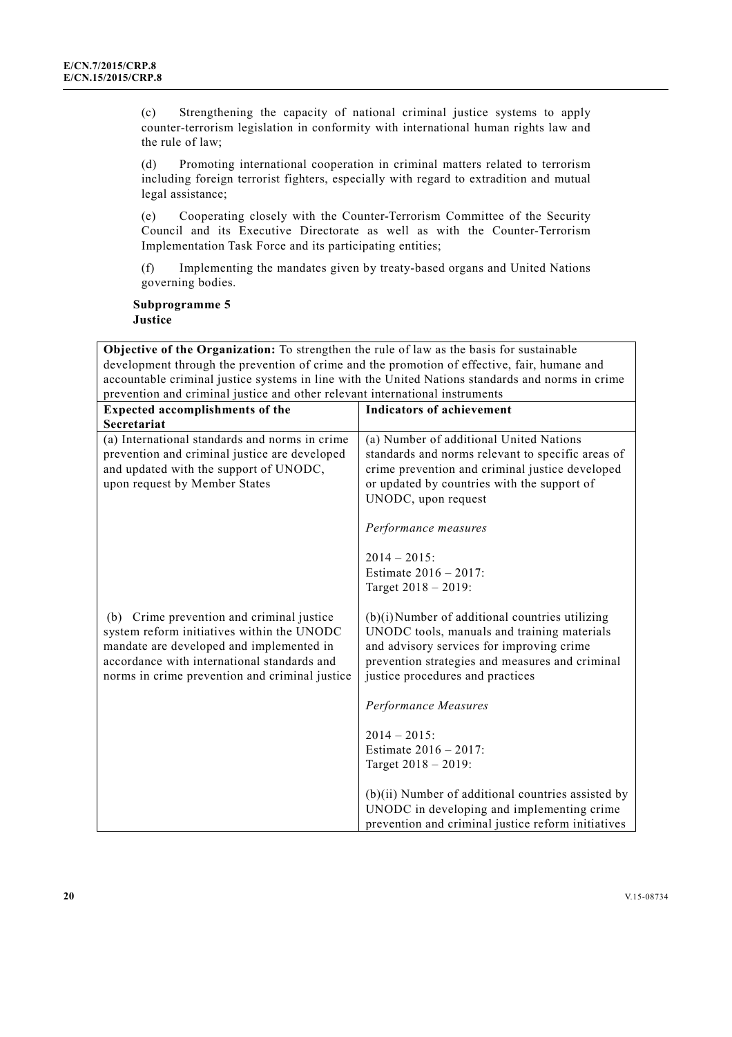(c) Strengthening the capacity of national criminal justice systems to apply counter-terrorism legislation in conformity with international human rights law and the rule of law;

(d) Promoting international cooperation in criminal matters related to terrorism including foreign terrorist fighters, especially with regard to extradition and mutual legal assistance;

(e) Cooperating closely with the Counter-Terrorism Committee of the Security Council and its Executive Directorate as well as with the Counter-Terrorism Implementation Task Force and its participating entities;

(f) Implementing the mandates given by treaty-based organs and United Nations governing bodies.

**Subprogramme 5**
**Justice**

| **Objective of the Organization:** To strengthen the rule of law as the basis for sustainable development through the prevention of crime and the promotion of effective, fair, humane and accountable criminal justice systems in line with the United Nations standards and norms in crime prevention and criminal justice and other relevant international instruments | |
|---|---|
| **Expected accomplishments of the Secretariat** | **Indicators of achievement** |
| (a) International standards and norms in crime prevention and criminal justice are developed and updated with the support of UNODC, upon request by Member States | (a) Number of additional United Nations standards and norms relevant to specific areas of crime prevention and criminal justice developed or updated by countries with the support of UNODC, upon request<br><br>*Performance measures*<br><br>2014 – 2015:<br>Estimate 2016 – 2017:<br>Target 2018 – 2019: |
| (b) Crime prevention and criminal justice system reform initiatives within the UNODC mandate are developed and implemented in accordance with international standards and norms in crime prevention and criminal justice | (b)(i) Number of additional countries utilizing UNODC tools, manuals and training materials and advisory services for improving crime prevention strategies and measures and criminal justice procedures and practices<br><br>*Performance Measures*<br><br>2014 – 2015:<br>Estimate 2016 – 2017:<br>Target 2018 – 2019:<br><br>(b)(ii) Number of additional countries assisted by UNODC in developing and implementing crime prevention and criminal justice reform initiatives |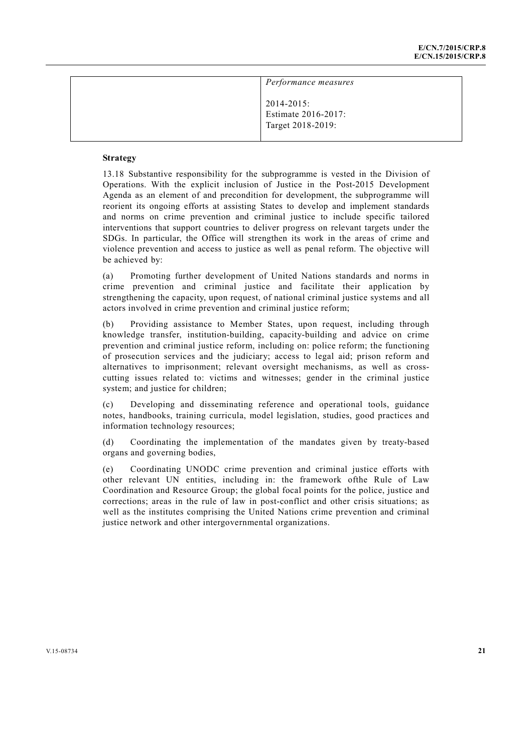| | *Performance measures*<br><br>2014-2015:<br>Estimate 2016-2017:<br>Target 2018-2019: |
|---|---|

**Strategy**

13.18 Substantive responsibility for the subprogramme is vested in the Division of Operations. With the explicit inclusion of Justice in the Post-2015 Development Agenda as an element of and precondition for development, the subprogramme will reorient its ongoing efforts at assisting States to develop and implement standards and norms on crime prevention and criminal justice to include specific tailored interventions that support countries to deliver progress on relevant targets under the SDGs. In particular, the Office will strengthen its work in the areas of crime and violence prevention and access to justice as well as penal reform. The objective will be achieved by:

(a) Promoting further development of United Nations standards and norms in crime prevention and criminal justice and facilitate their application by strengthening the capacity, upon request, of national criminal justice systems and all actors involved in crime prevention and criminal justice reform;

(b) Providing assistance to Member States, upon request, including through knowledge transfer, institution-building, capacity-building and advice on crime prevention and criminal justice reform, including on: police reform; the functioning of prosecution services and the judiciary; access to legal aid; prison reform and alternatives to imprisonment; relevant oversight mechanisms, as well as cross-cutting issues related to: victims and witnesses; gender in the criminal justice system; and justice for children;

(c) Developing and disseminating reference and operational tools, guidance notes, handbooks, training curricula, model legislation, studies, good practices and information technology resources;

(d) Coordinating the implementation of the mandates given by treaty-based organs and governing bodies,

(e) Coordinating UNODC crime prevention and criminal justice efforts with other relevant UN entities, including in: the framework ofthe Rule of Law Coordination and Resource Group; the global focal points for the police, justice and corrections; areas in the rule of law in post-conflict and other crisis situations; as well as the institutes comprising the United Nations crime prevention and criminal justice network and other intergovernmental organizations.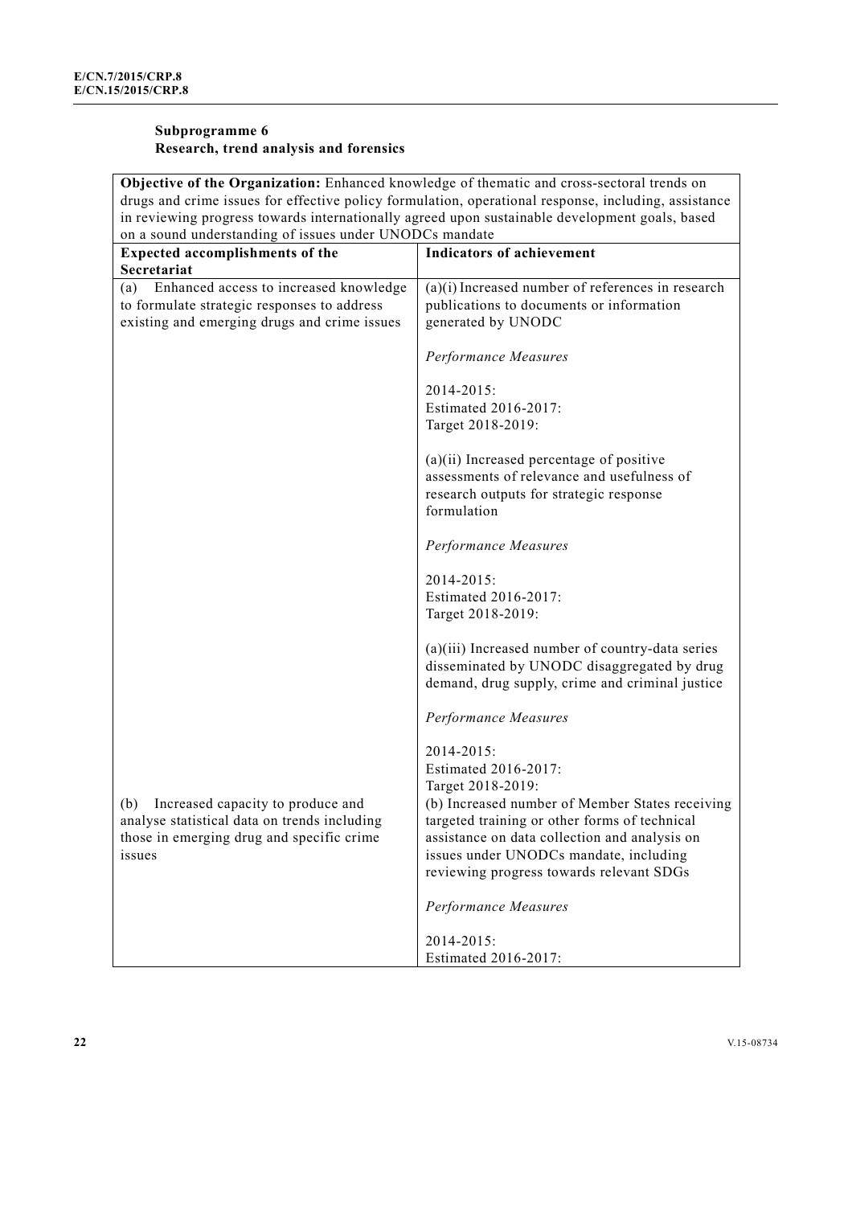**Subprogramme 6**
**Research, trend analysis and forensics**

| **Objective of the Organization:** Enhanced knowledge of thematic and cross-sectoral trends on drugs and crime issues for effective policy formulation, operational response, including, assistance in reviewing progress towards internationally agreed upon sustainable development goals, based on a sound understanding of issues under UNODCs mandate | |
|---|---|
| **Expected accomplishments of the Secretariat** | **Indicators of achievement** |
| (a) Enhanced access to increased knowledge to formulate strategic responses to address existing and emerging drugs and crime issues | (a)(i) Increased number of references in research publications to documents or information generated by UNODC<br><br>*Performance Measures*<br><br>2014-2015:<br>Estimated 2016-2017:<br>Target 2018-2019:<br><br>(a)(ii) Increased percentage of positive assessments of relevance and usefulness of research outputs for strategic response formulation<br><br>*Performance Measures*<br><br>2014-2015:<br>Estimated 2016-2017:<br>Target 2018-2019:<br><br>(a)(iii) Increased number of country-data series disseminated by UNODC disaggregated by drug demand, drug supply, crime and criminal justice<br><br>*Performance Measures*<br><br>2014-2015:<br>Estimated 2016-2017:<br>Target 2018-2019: |
| (b) Increased capacity to produce and analyse statistical data on trends including those in emerging drug and specific crime issues | (b) Increased number of Member States receiving targeted training or other forms of technical assistance on data collection and analysis on issues under UNODCs mandate, including reviewing progress towards relevant SDGs<br><br>*Performance Measures*<br><br>2014-2015:<br>Estimated 2016-2017: |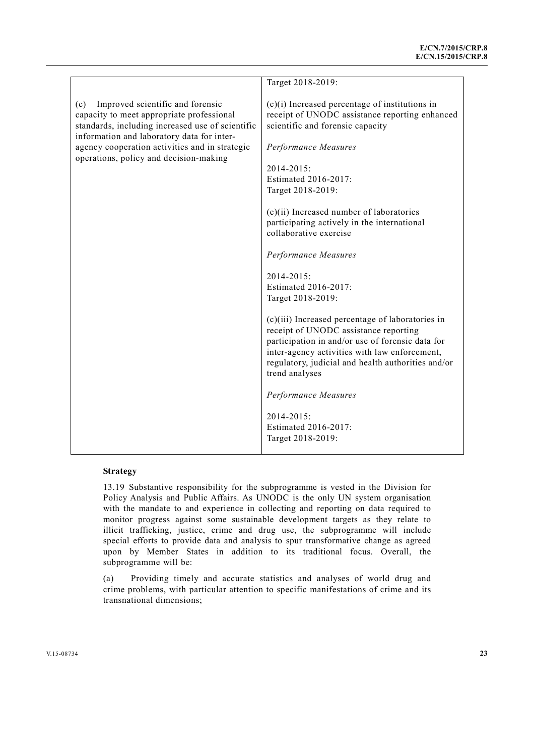| | |
|---|---|
| | Target 2018-2019: |
| (c) Improved scientific and forensic capacity to meet appropriate professional standards, including increased use of scientific information and laboratory data for inter-agency cooperation activities and in strategic operations, policy and decision-making | (c)(i) Increased percentage of institutions in receipt of UNODC assistance reporting enhanced scientific and forensic capacity<br><br>*Performance Measures*<br><br>2014-2015:<br>Estimated 2016-2017:<br>Target 2018-2019:<br><br>(c)(ii) Increased number of laboratories participating actively in the international collaborative exercise<br><br>*Performance Measures*<br><br>2014-2015:<br>Estimated 2016-2017:<br>Target 2018-2019:<br><br>(c)(iii) Increased percentage of laboratories in receipt of UNODC assistance reporting participation in and/or use of forensic data for inter-agency activities with law enforcement, regulatory, judicial and health authorities and/or trend analyses<br><br>*Performance Measures*<br><br>2014-2015:<br>Estimated 2016-2017:<br>Target 2018-2019: |

**Strategy**

13.19 Substantive responsibility for the subprogramme is vested in the Division for Policy Analysis and Public Affairs. As UNODC is the only UN system organisation with the mandate to and experience in collecting and reporting on data required to monitor progress against some sustainable development targets as they relate to illicit trafficking, justice, crime and drug use, the subprogramme will include special efforts to provide data and analysis to spur transformative change as agreed upon by Member States in addition to its traditional focus. Overall, the subprogramme will be:

(a) Providing timely and accurate statistics and analyses of world drug and crime problems, with particular attention to specific manifestations of crime and its transnational dimensions;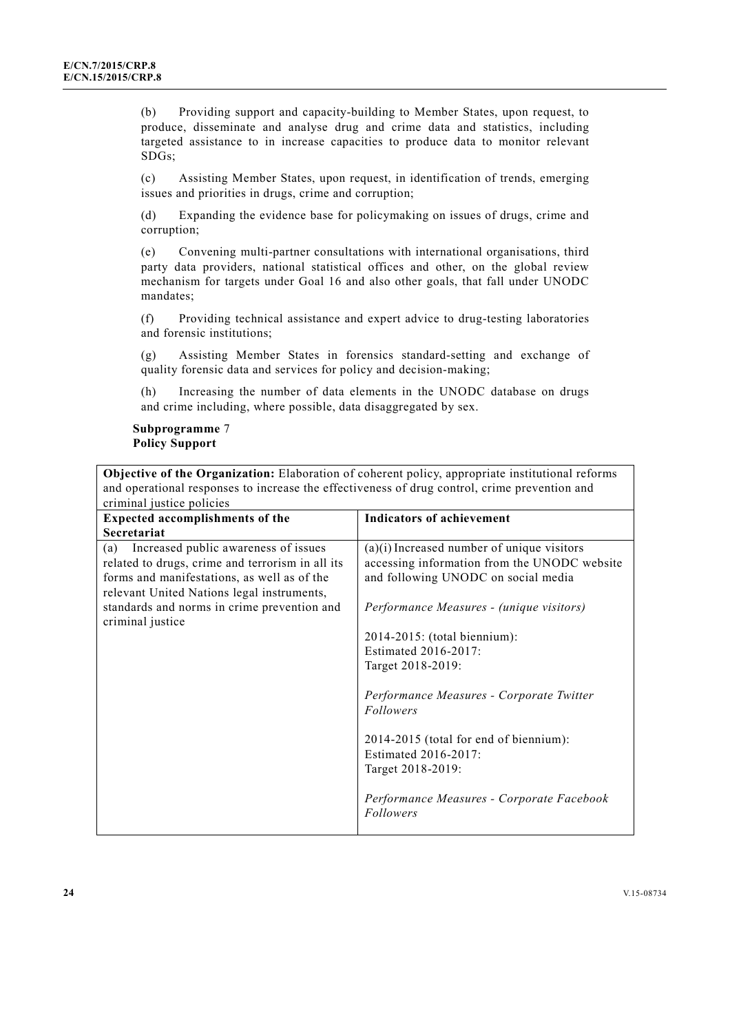(b) Providing support and capacity-building to Member States, upon request, to produce, disseminate and analyse drug and crime data and statistics, including targeted assistance to in increase capacities to produce data to monitor relevant SDGs;

(c) Assisting Member States, upon request, in identification of trends, emerging issues and priorities in drugs, crime and corruption;

(d) Expanding the evidence base for policymaking on issues of drugs, crime and corruption;

(e) Convening multi-partner consultations with international organisations, third party data providers, national statistical offices and other, on the global review mechanism for targets under Goal 16 and also other goals, that fall under UNODC mandates;

(f) Providing technical assistance and expert advice to drug-testing laboratories and forensic institutions;

(g) Assisting Member States in forensics standard-setting and exchange of quality forensic data and services for policy and decision-making;

(h) Increasing the number of data elements in the UNODC database on drugs and crime including, where possible, data disaggregated by sex.

**Subprogramme** 7
**Policy Support**

**Objective of the Organization:** Elaboration of coherent policy, appropriate institutional reforms and operational responses to increase the effectiveness of drug control, crime prevention and criminal justice policies

| Expected accomplishments of the Secretariat | Indicators of achievement |
|---|---|
| (a) Increased public awareness of issues related to drugs, crime and terrorism in all its forms and manifestations, as well as of the relevant United Nations legal instruments, standards and norms in crime prevention and criminal justice | (a)(i) Increased number of unique visitors accessing information from the UNODC website and following UNODC on social media<br><br>*Performance Measures - (unique visitors)*<br><br>2014-2015: (total biennium):<br>Estimated 2016-2017:<br>Target 2018-2019:<br><br>*Performance Measures - Corporate Twitter Followers*<br><br>2014-2015 (total for end of biennium):<br>Estimated 2016-2017:<br>Target 2018-2019:<br><br>*Performance Measures - Corporate Facebook Followers* |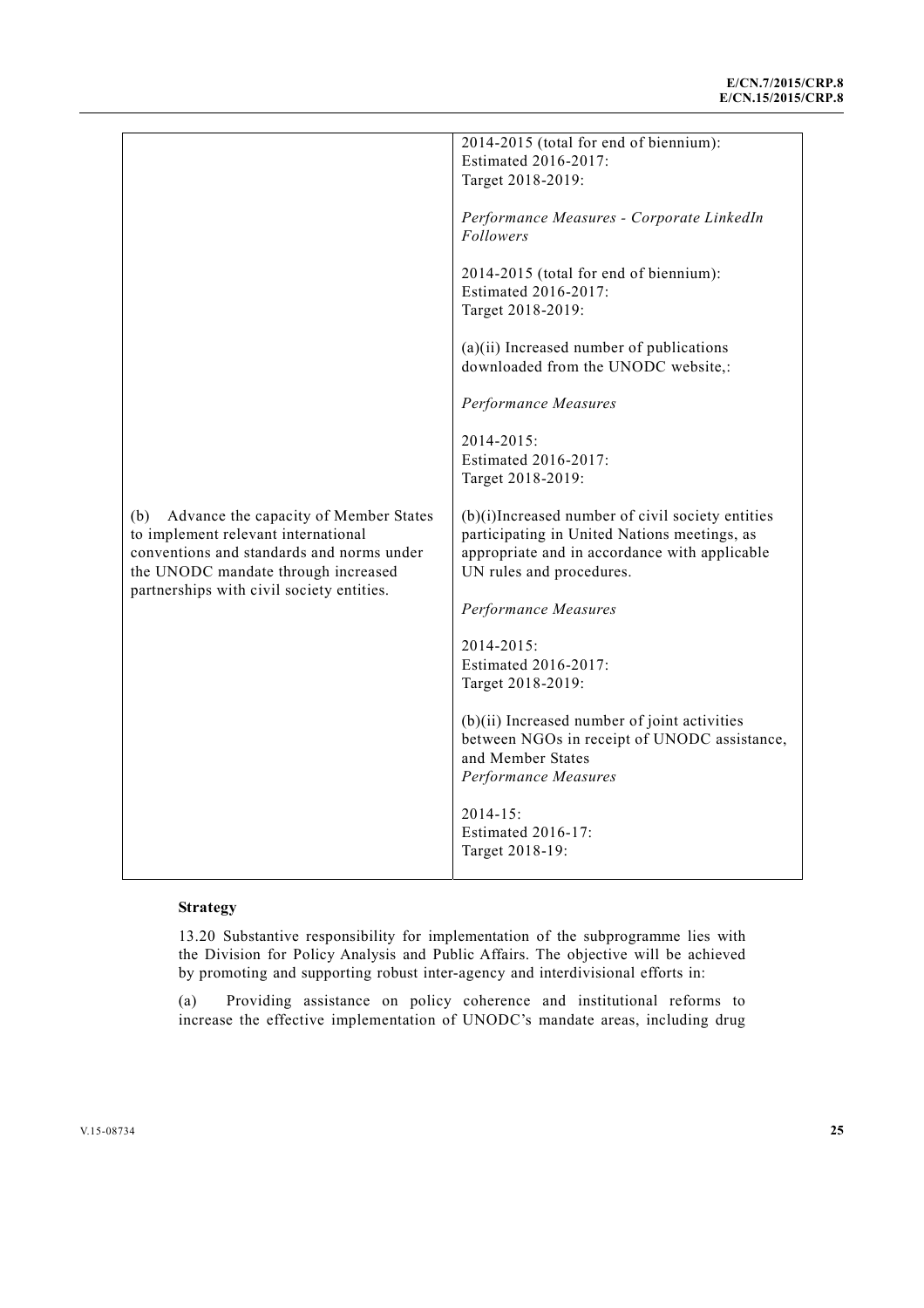| | |
|---|---|
| | 2014-2015 (total for end of biennium):<br>Estimated 2016-2017:<br>Target 2018-2019:<br><br>*Performance Measures - Corporate LinkedIn Followers*<br><br>2014-2015 (total for end of biennium):<br>Estimated 2016-2017:<br>Target 2018-2019:<br><br>(a)(ii) Increased number of publications downloaded from the UNODC website,:<br><br>*Performance Measures*<br><br>2014-2015:<br>Estimated 2016-2017:<br>Target 2018-2019: |
| (b) Advance the capacity of Member States to implement relevant international conventions and standards and norms under the UNODC mandate through increased partnerships with civil society entities. | (b)(i)Increased number of civil society entities participating in United Nations meetings, as appropriate and in accordance with applicable UN rules and procedures.<br><br>*Performance Measures*<br><br>2014-2015:<br>Estimated 2016-2017:<br>Target 2018-2019:<br><br>(b)(ii) Increased number of joint activities between NGOs in receipt of UNODC assistance, and Member States<br>*Performance Measures*<br><br>2014-15:<br>Estimated 2016-17:<br>Target 2018-19: |

**Strategy**

13.20 Substantive responsibility for implementation of the subprogramme lies with the Division for Policy Analysis and Public Affairs. The objective will be achieved by promoting and supporting robust inter-agency and interdivisional efforts in:

(a) Providing assistance on policy coherence and institutional reforms to increase the effective implementation of UNODC's mandate areas, including drug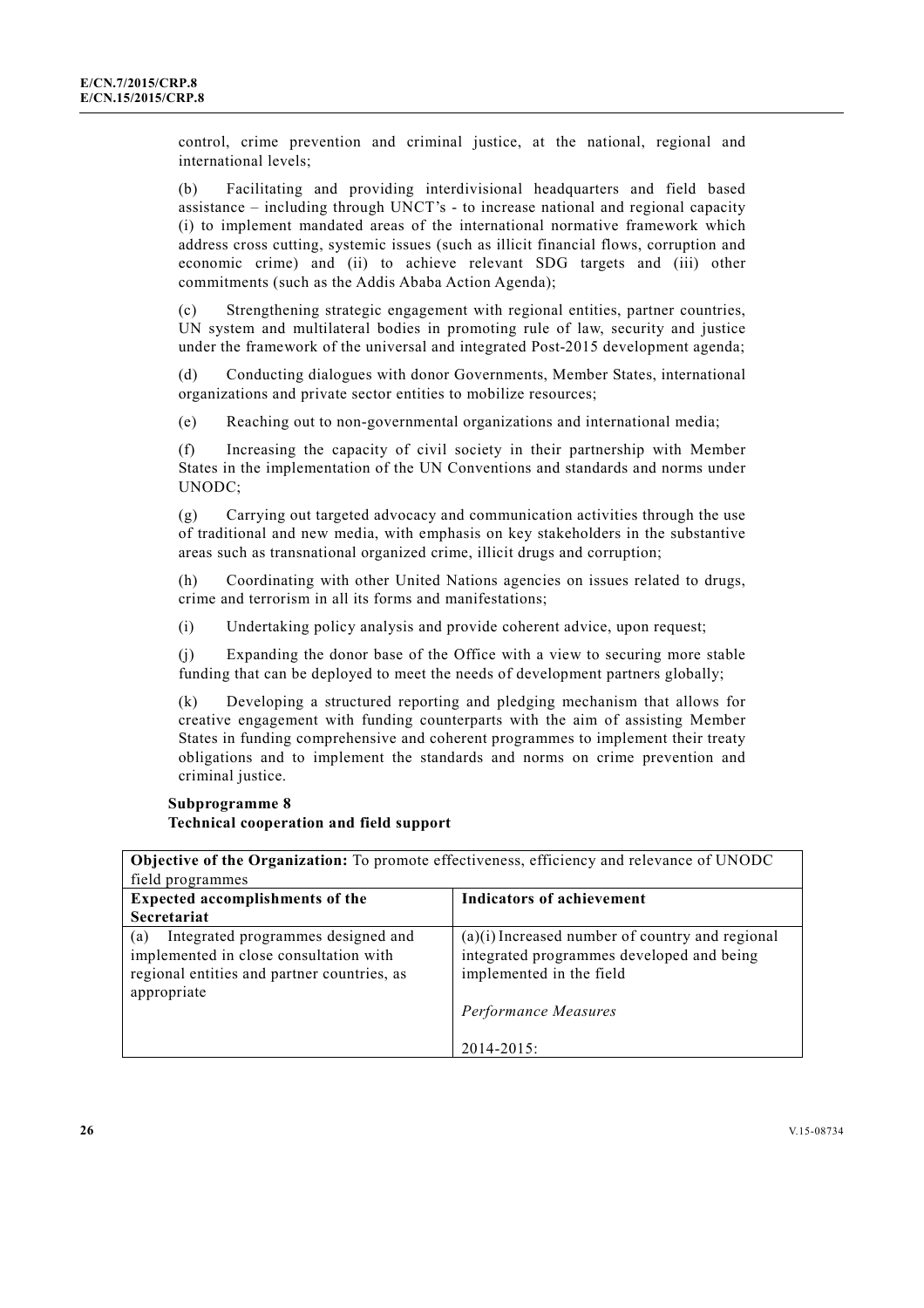control, crime prevention and criminal justice, at the national, regional and international levels;

(b) Facilitating and providing interdivisional headquarters and field based assistance – including through UNCT's - to increase national and regional capacity (i) to implement mandated areas of the international normative framework which address cross cutting, systemic issues (such as illicit financial flows, corruption and economic crime) and (ii) to achieve relevant SDG targets and (iii) other commitments (such as the Addis Ababa Action Agenda);

(c) Strengthening strategic engagement with regional entities, partner countries, UN system and multilateral bodies in promoting rule of law, security and justice under the framework of the universal and integrated Post-2015 development agenda;

(d) Conducting dialogues with donor Governments, Member States, international organizations and private sector entities to mobilize resources;

(e) Reaching out to non-governmental organizations and international media;

(f) Increasing the capacity of civil society in their partnership with Member States in the implementation of the UN Conventions and standards and norms under UNODC;

(g) Carrying out targeted advocacy and communication activities through the use of traditional and new media, with emphasis on key stakeholders in the substantive areas such as transnational organized crime, illicit drugs and corruption;

(h) Coordinating with other United Nations agencies on issues related to drugs, crime and terrorism in all its forms and manifestations;

(i) Undertaking policy analysis and provide coherent advice, upon request;

(j) Expanding the donor base of the Office with a view to securing more stable funding that can be deployed to meet the needs of development partners globally;

(k) Developing a structured reporting and pledging mechanism that allows for creative engagement with funding counterparts with the aim of assisting Member States in funding comprehensive and coherent programmes to implement their treaty obligations and to implement the standards and norms on crime prevention and criminal justice.

**Subprogramme 8**
**Technical cooperation and field support**

| **Objective of the Organization:** To promote effectiveness, efficiency and relevance of UNODC field programmes | |
|---|---|
| **Expected accomplishments of the Secretariat** | **Indicators of achievement** |
| (a) Integrated programmes designed and implemented in close consultation with regional entities and partner countries, as appropriate | (a)(i) Increased number of country and regional integrated programmes developed and being implemented in the field<br><br>*Performance Measures*<br><br>2014-2015: |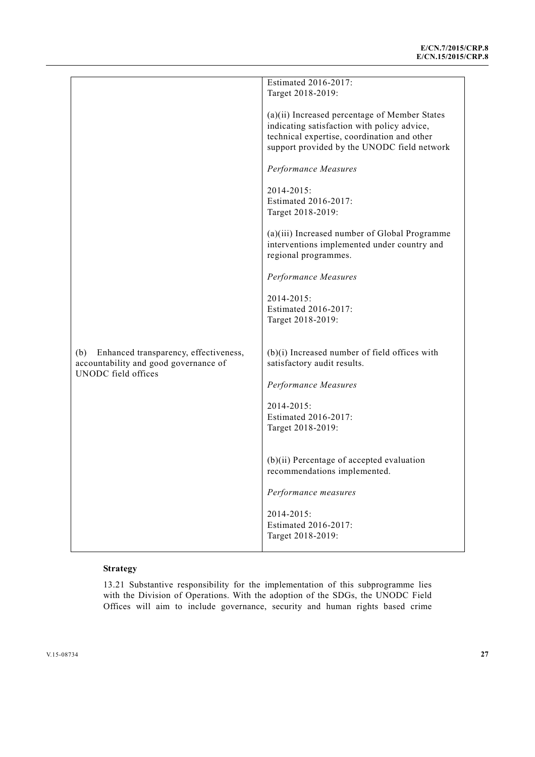| | |
|---|---|
| | Estimated 2016-2017:<br>Target 2018-2019:<br><br>(a)(ii) Increased percentage of Member States indicating satisfaction with policy advice, technical expertise, coordination and other support provided by the UNODC field network<br><br>*Performance Measures*<br><br>2014-2015:<br>Estimated 2016-2017:<br>Target 2018-2019:<br><br>(a)(iii) Increased number of Global Programme interventions implemented under country and regional programmes.<br><br>*Performance Measures*<br><br>2014-2015:<br>Estimated 2016-2017:<br>Target 2018-2019: |
| (b) Enhanced transparency, effectiveness, accountability and good governance of UNODC field offices | (b)(i) Increased number of field offices with satisfactory audit results.<br><br>*Performance Measures*<br><br>2014-2015:<br>Estimated 2016-2017:<br>Target 2018-2019:<br><br>(b)(ii) Percentage of accepted evaluation recommendations implemented.<br><br>*Performance measures*<br><br>2014-2015:<br>Estimated 2016-2017:<br>Target 2018-2019: |

**Strategy**

13.21 Substantive responsibility for the implementation of this subprogramme lies with the Division of Operations. With the adoption of the SDGs, the UNODC Field Offices will aim to include governance, security and human rights based crime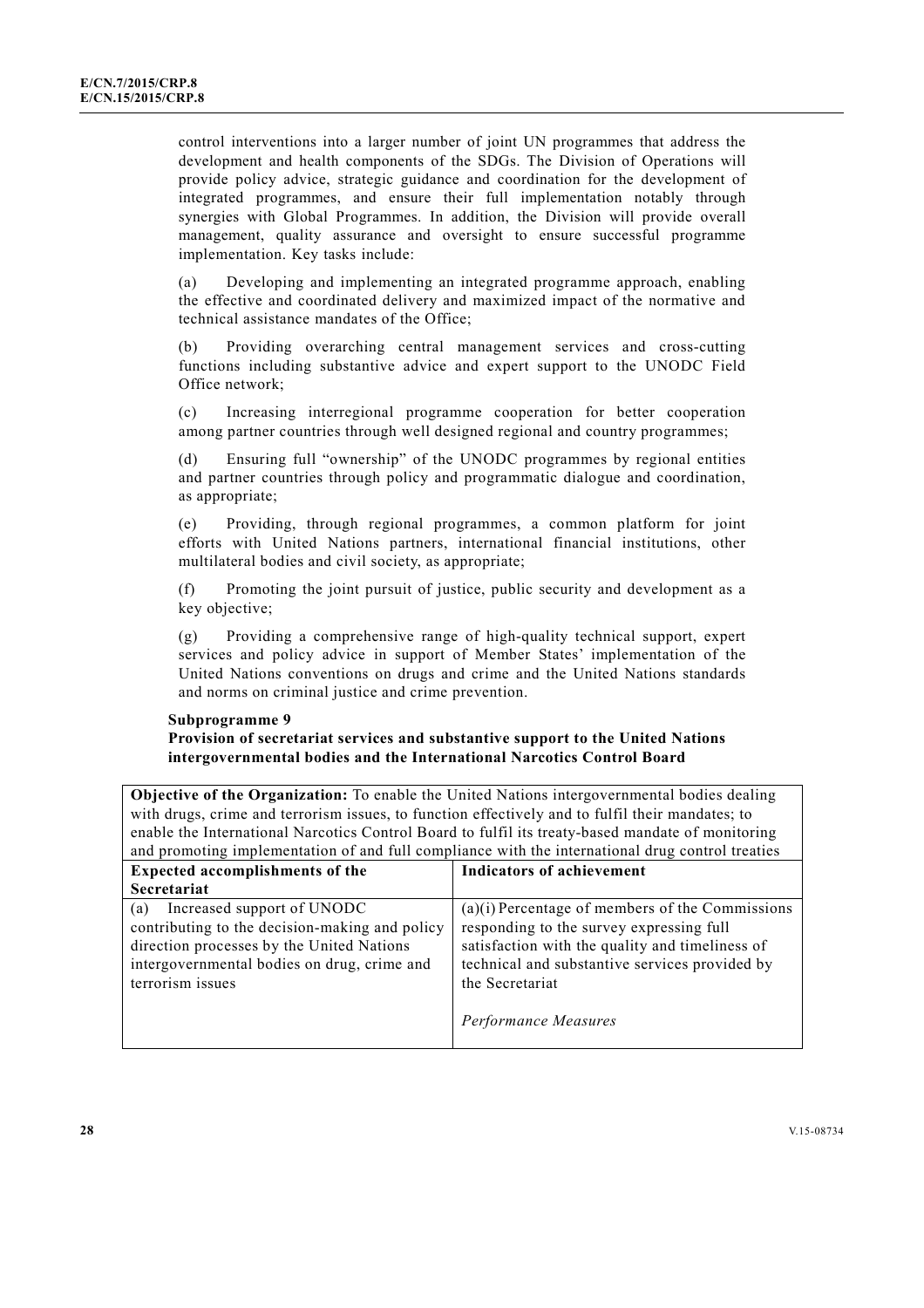control interventions into a larger number of joint UN programmes that address the development and health components of the SDGs. The Division of Operations will provide policy advice, strategic guidance and coordination for the development of integrated programmes, and ensure their full implementation notably through synergies with Global Programmes. In addition, the Division will provide overall management, quality assurance and oversight to ensure successful programme implementation. Key tasks include:

(a) Developing and implementing an integrated programme approach, enabling the effective and coordinated delivery and maximized impact of the normative and technical assistance mandates of the Office;

(b) Providing overarching central management services and cross-cutting functions including substantive advice and expert support to the UNODC Field Office network;

(c) Increasing interregional programme cooperation for better cooperation among partner countries through well designed regional and country programmes;

(d) Ensuring full "ownership" of the UNODC programmes by regional entities and partner countries through policy and programmatic dialogue and coordination, as appropriate;

(e) Providing, through regional programmes, a common platform for joint efforts with United Nations partners, international financial institutions, other multilateral bodies and civil society, as appropriate;

(f) Promoting the joint pursuit of justice, public security and development as a key objective;

(g) Providing a comprehensive range of high-quality technical support, expert services and policy advice in support of Member States' implementation of the United Nations conventions on drugs and crime and the United Nations standards and norms on criminal justice and crime prevention.

**Subprogramme 9**
**Provision of secretariat services and substantive support to the United Nations intergovernmental bodies and the International Narcotics Control Board**

**Objective of the Organization:** To enable the United Nations intergovernmental bodies dealing with drugs, crime and terrorism issues, to function effectively and to fulfil their mandates; to enable the International Narcotics Control Board to fulfil its treaty-based mandate of monitoring and promoting implementation of and full compliance with the international drug control treaties

| **Expected accomplishments of the Secretariat** | **Indicators of achievement** |
|---|---|
| (a) Increased support of UNODC contributing to the decision-making and policy direction processes by the United Nations intergovernmental bodies on drug, crime and terrorism issues | (a)(i) Percentage of members of the Commissions responding to the survey expressing full satisfaction with the quality and timeliness of technical and substantive services provided by the Secretariat<br><br>*Performance Measures* |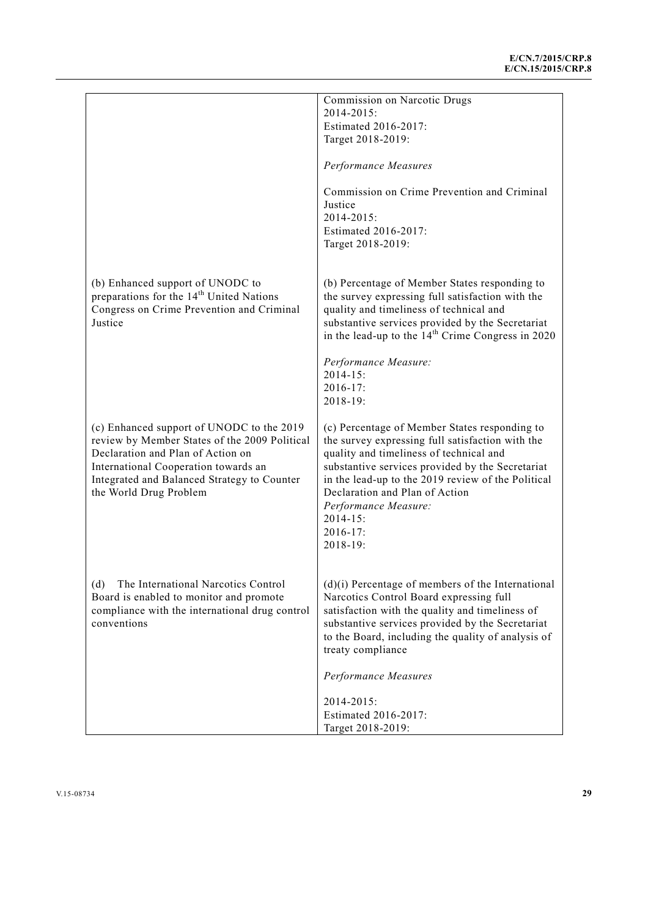| | |
|---|---|
| | Commission on Narcotic Drugs<br>2014-2015:<br>Estimated 2016-2017:<br>Target 2018-2019:<br><br>*Performance Measures*<br><br>Commission on Crime Prevention and Criminal Justice<br>2014-2015:<br>Estimated 2016-2017:<br>Target 2018-2019: |
| (b) Enhanced support of UNODC to preparations for the 14th United Nations Congress on Crime Prevention and Criminal Justice | (b) Percentage of Member States responding to the survey expressing full satisfaction with the quality and timeliness of technical and substantive services provided by the Secretariat in the lead-up to the 14th Crime Congress in 2020<br><br>*Performance Measure:*<br>2014-15:<br>2016-17:<br>2018-19: |
| (c) Enhanced support of UNODC to the 2019 review by Member States of the 2009 Political Declaration and Plan of Action on International Cooperation towards an Integrated and Balanced Strategy to Counter the World Drug Problem | (c) Percentage of Member States responding to the survey expressing full satisfaction with the quality and timeliness of technical and substantive services provided by the Secretariat in the lead-up to the 2019 review of the Political Declaration and Plan of Action<br>*Performance Measure:*<br>2014-15:<br>2016-17:<br>2018-19: |
| (d) The International Narcotics Control Board is enabled to monitor and promote compliance with the international drug control conventions | (d)(i) Percentage of members of the International Narcotics Control Board expressing full satisfaction with the quality and timeliness of substantive services provided by the Secretariat to the Board, including the quality of analysis of treaty compliance<br><br>*Performance Measures*<br><br>2014-2015:<br>Estimated 2016-2017:<br>Target 2018-2019: |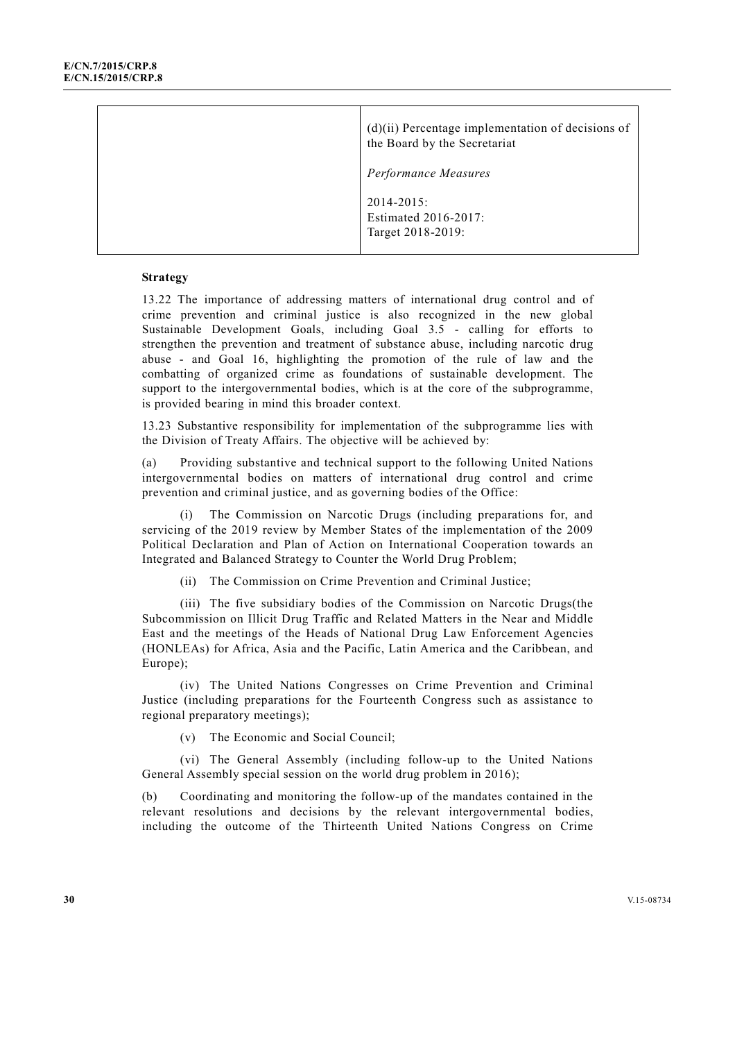| | |
|---|---|
| | (d)(ii) Percentage implementation of decisions of the Board by the Secretariat<br><br>*Performance Measures*<br><br>2014-2015:<br>Estimated 2016-2017:<br>Target 2018-2019: |

**Strategy**

13.22 The importance of addressing matters of international drug control and of crime prevention and criminal justice is also recognized in the new global Sustainable Development Goals, including Goal 3.5 - calling for efforts to strengthen the prevention and treatment of substance abuse, including narcotic drug abuse - and Goal 16, highlighting the promotion of the rule of law and the combatting of organized crime as foundations of sustainable development. The support to the intergovernmental bodies, which is at the core of the subprogramme, is provided bearing in mind this broader context.

13.23 Substantive responsibility for implementation of the subprogramme lies with the Division of Treaty Affairs. The objective will be achieved by:

(a) Providing substantive and technical support to the following United Nations intergovernmental bodies on matters of international drug control and crime prevention and criminal justice, and as governing bodies of the Office:

(i) The Commission on Narcotic Drugs (including preparations for, and servicing of the 2019 review by Member States of the implementation of the 2009 Political Declaration and Plan of Action on International Cooperation towards an Integrated and Balanced Strategy to Counter the World Drug Problem;

(ii) The Commission on Crime Prevention and Criminal Justice;

(iii) The five subsidiary bodies of the Commission on Narcotic Drugs(the Subcommission on Illicit Drug Traffic and Related Matters in the Near and Middle East and the meetings of the Heads of National Drug Law Enforcement Agencies (HONLEAs) for Africa, Asia and the Pacific, Latin America and the Caribbean, and Europe);

(iv) The United Nations Congresses on Crime Prevention and Criminal Justice (including preparations for the Fourteenth Congress such as assistance to regional preparatory meetings);

(v) The Economic and Social Council;

(vi) The General Assembly (including follow-up to the United Nations General Assembly special session on the world drug problem in 2016);

(b) Coordinating and monitoring the follow-up of the mandates contained in the relevant resolutions and decisions by the relevant intergovernmental bodies, including the outcome of the Thirteenth United Nations Congress on Crime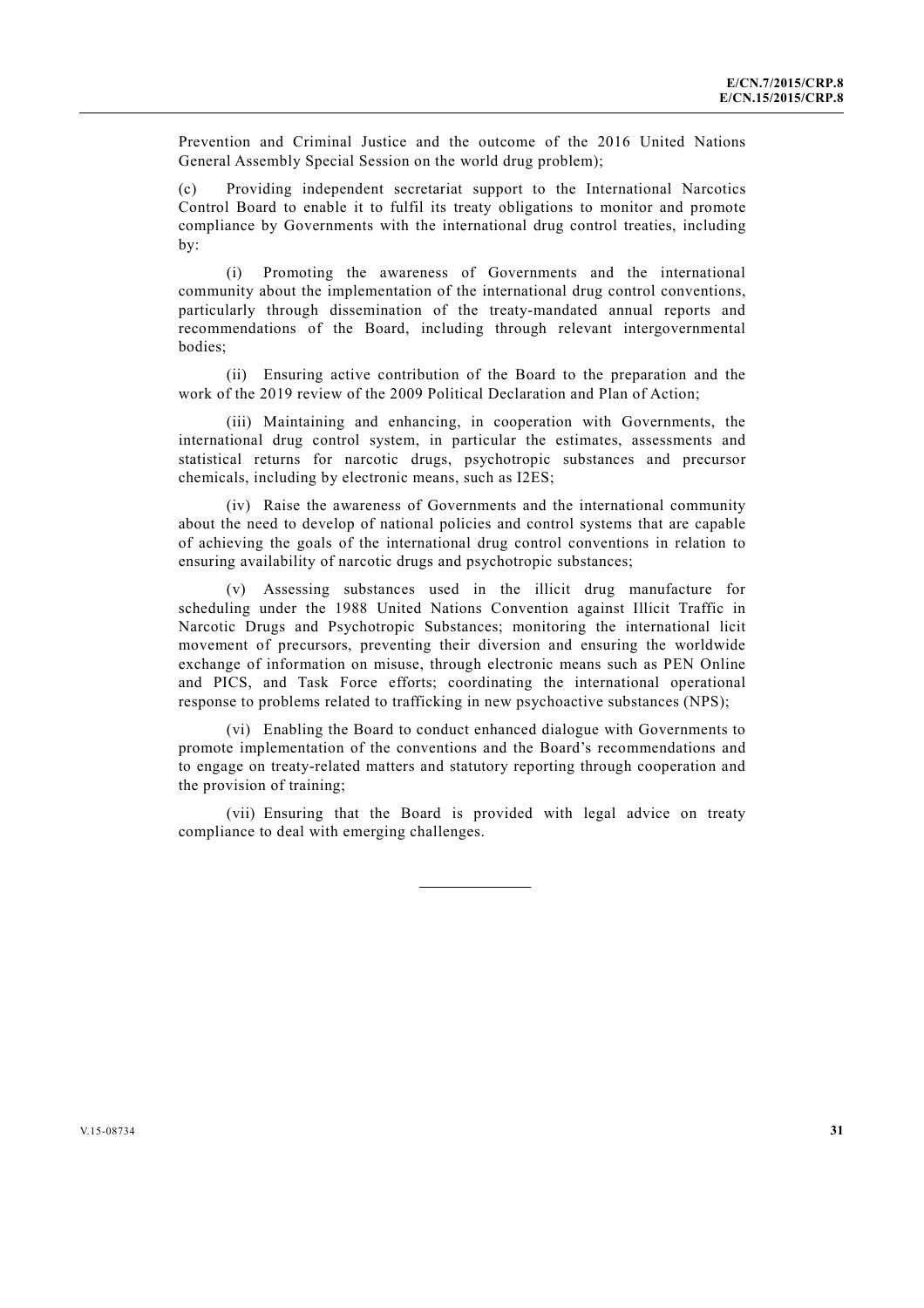Prevention and Criminal Justice and the outcome of the 2016 United Nations General Assembly Special Session on the world drug problem);

(c) Providing independent secretariat support to the International Narcotics Control Board to enable it to fulfil its treaty obligations to monitor and promote compliance by Governments with the international drug control treaties, including by:

(i) Promoting the awareness of Governments and the international community about the implementation of the international drug control conventions, particularly through dissemination of the treaty-mandated annual reports and recommendations of the Board, including through relevant intergovernmental bodies;

(ii) Ensuring active contribution of the Board to the preparation and the work of the 2019 review of the 2009 Political Declaration and Plan of Action;

(iii) Maintaining and enhancing, in cooperation with Governments, the international drug control system, in particular the estimates, assessments and statistical returns for narcotic drugs, psychotropic substances and precursor chemicals, including by electronic means, such as I2ES;

(iv) Raise the awareness of Governments and the international community about the need to develop of national policies and control systems that are capable of achieving the goals of the international drug control conventions in relation to ensuring availability of narcotic drugs and psychotropic substances;

(v) Assessing substances used in the illicit drug manufacture for scheduling under the 1988 United Nations Convention against Illicit Traffic in Narcotic Drugs and Psychotropic Substances; monitoring the international licit movement of precursors, preventing their diversion and ensuring the worldwide exchange of information on misuse, through electronic means such as PEN Online and PICS, and Task Force efforts; coordinating the international operational response to problems related to trafficking in new psychoactive substances (NPS);

(vi) Enabling the Board to conduct enhanced dialogue with Governments to promote implementation of the conventions and the Board's recommendations and to engage on treaty-related matters and statutory reporting through cooperation and the provision of training;

(vii) Ensuring that the Board is provided with legal advice on treaty compliance to deal with emerging challenges.